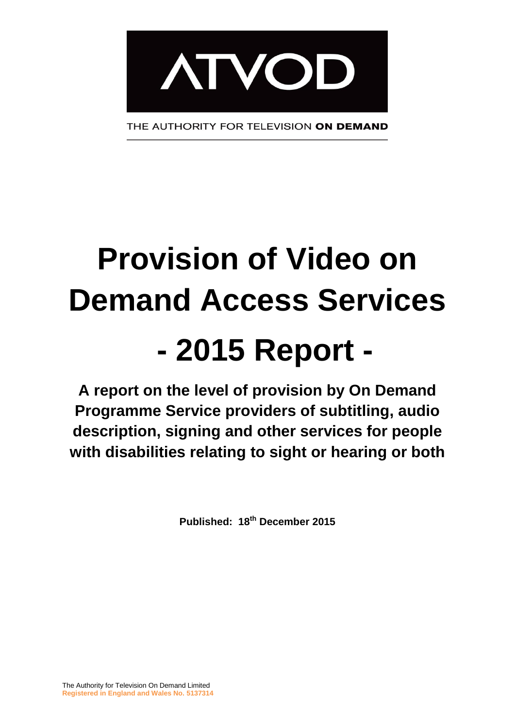ATVOD

THE AUTHORITY FOR TELEVISION **ON DEMAND**

# Provision of Video on Demand Access Services

# - 2015 Report -

## A report on the level of provision by On Demand Programme Service providers of subtitling, audio description, signing and other services for people with disabilities relating to sight or hearing or both

**Published: 18th December 2015**

The Authority for Television On Demand Limited
**Registered in England and Wales No. 5137314**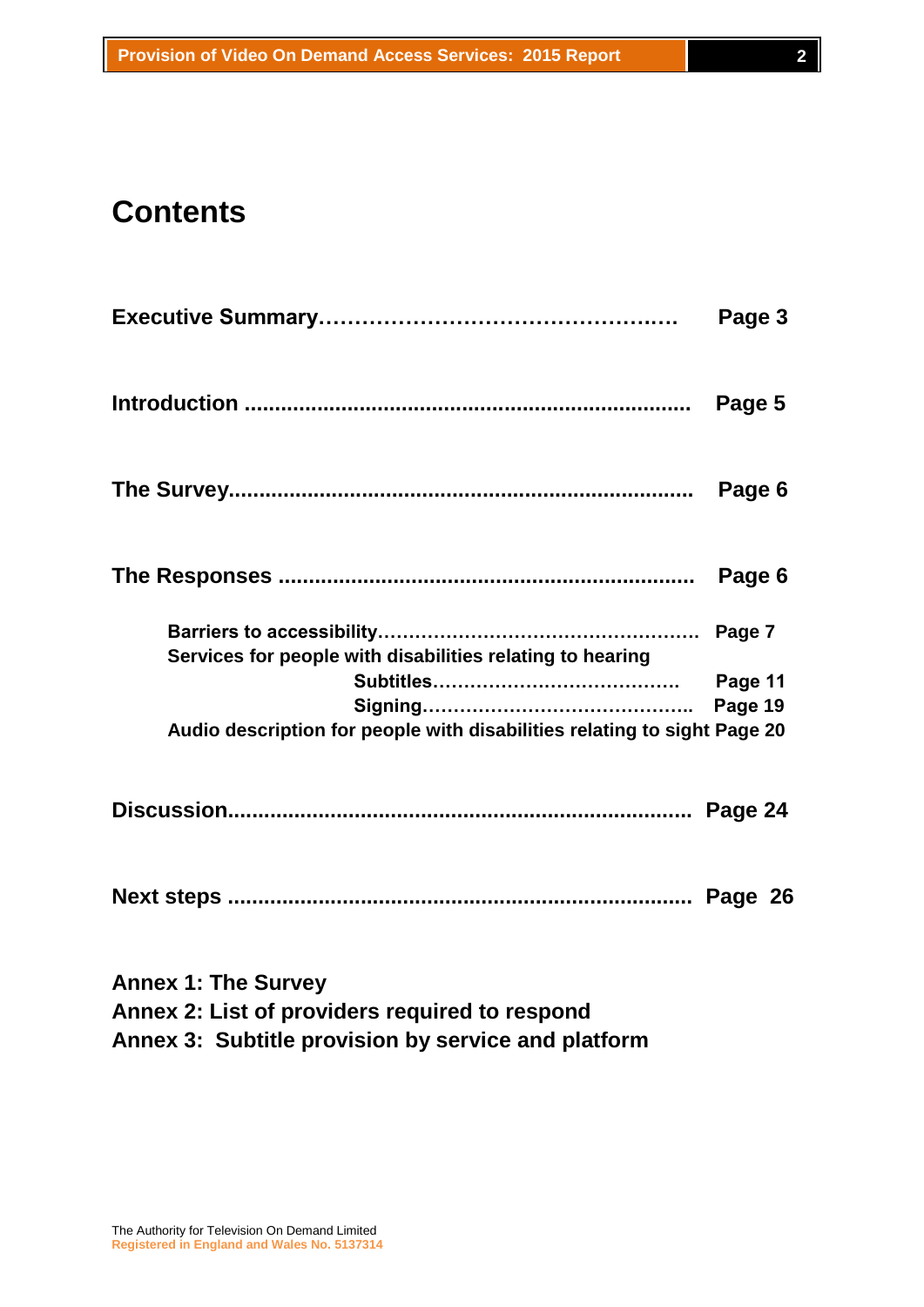# Contents

**Executive Summary……………………………………….…. Page 3**

**Introduction ....................................................................... Page 5**

**The Survey.......................................................................... Page 6**

**The Responses ................................................................... Page 6**

- **Barriers to accessibility……………………………………………. Page 7**
- **Services for people with disabilities relating to hearing**
  - **Subtitles…………………………………. Page 11**
  - **Signing…………………………………….. Page 19**
- **Audio description for people with disabilities relating to sight Page 20**

**Discussion.......................................................................... Page 24**

**Next steps .......................................................................... Page 26**

**Annex 1: The Survey**

**Annex 2: List of providers required to respond**

**Annex 3: Subtitle provision by service and platform**

The Authority for Television On Demand Limited
**Registered in England and Wales No. 5137314**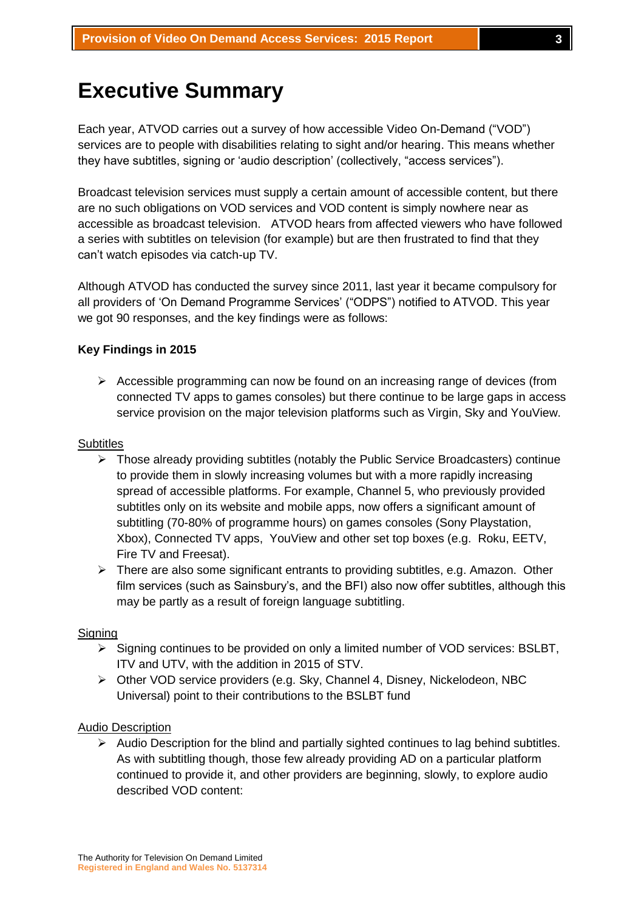# Executive Summary

Each year, ATVOD carries out a survey of how accessible Video On-Demand ("VOD") services are to people with disabilities relating to sight and/or hearing. This means whether they have subtitles, signing or 'audio description' (collectively, "access services").

Broadcast television services must supply a certain amount of accessible content, but there are no such obligations on VOD services and VOD content is simply nowhere near as accessible as broadcast television. ATVOD hears from affected viewers who have followed a series with subtitles on television (for example) but are then frustrated to find that they can't watch episodes via catch-up TV.

Although ATVOD has conducted the survey since 2011, last year it became compulsory for all providers of 'On Demand Programme Services' ("ODPS") notified to ATVOD. This year we got 90 responses, and the key findings were as follows:

**Key Findings in 2015**

- Accessible programming can now be found on an increasing range of devices (from connected TV apps to games consoles) but there continue to be large gaps in access service provision on the major television platforms such as Virgin, Sky and YouView.

<u>Subtitles</u>

- Those already providing subtitles (notably the Public Service Broadcasters) continue to provide them in slowly increasing volumes but with a more rapidly increasing spread of accessible platforms. For example, Channel 5, who previously provided subtitles only on its website and mobile apps, now offers a significant amount of subtitling (70-80% of programme hours) on games consoles (Sony Playstation, Xbox), Connected TV apps, YouView and other set top boxes (e.g. Roku, EETV, Fire TV and Freesat).
- There are also some significant entrants to providing subtitles, e.g. Amazon. Other film services (such as Sainsbury's, and the BFI) also now offer subtitles, although this may be partly as a result of foreign language subtitling.

<u>Signing</u>

- Signing continues to be provided on only a limited number of VOD services: BSLBT, ITV and UTV, with the addition in 2015 of STV.
- Other VOD service providers (e.g. Sky, Channel 4, Disney, Nickelodeon, NBC Universal) point to their contributions to the BSLBT fund

<u>Audio Description</u>

- Audio Description for the blind and partially sighted continues to lag behind subtitles. As with subtitling though, those few already providing AD on a particular platform continued to provide it, and other providers are beginning, slowly, to explore audio described VOD content: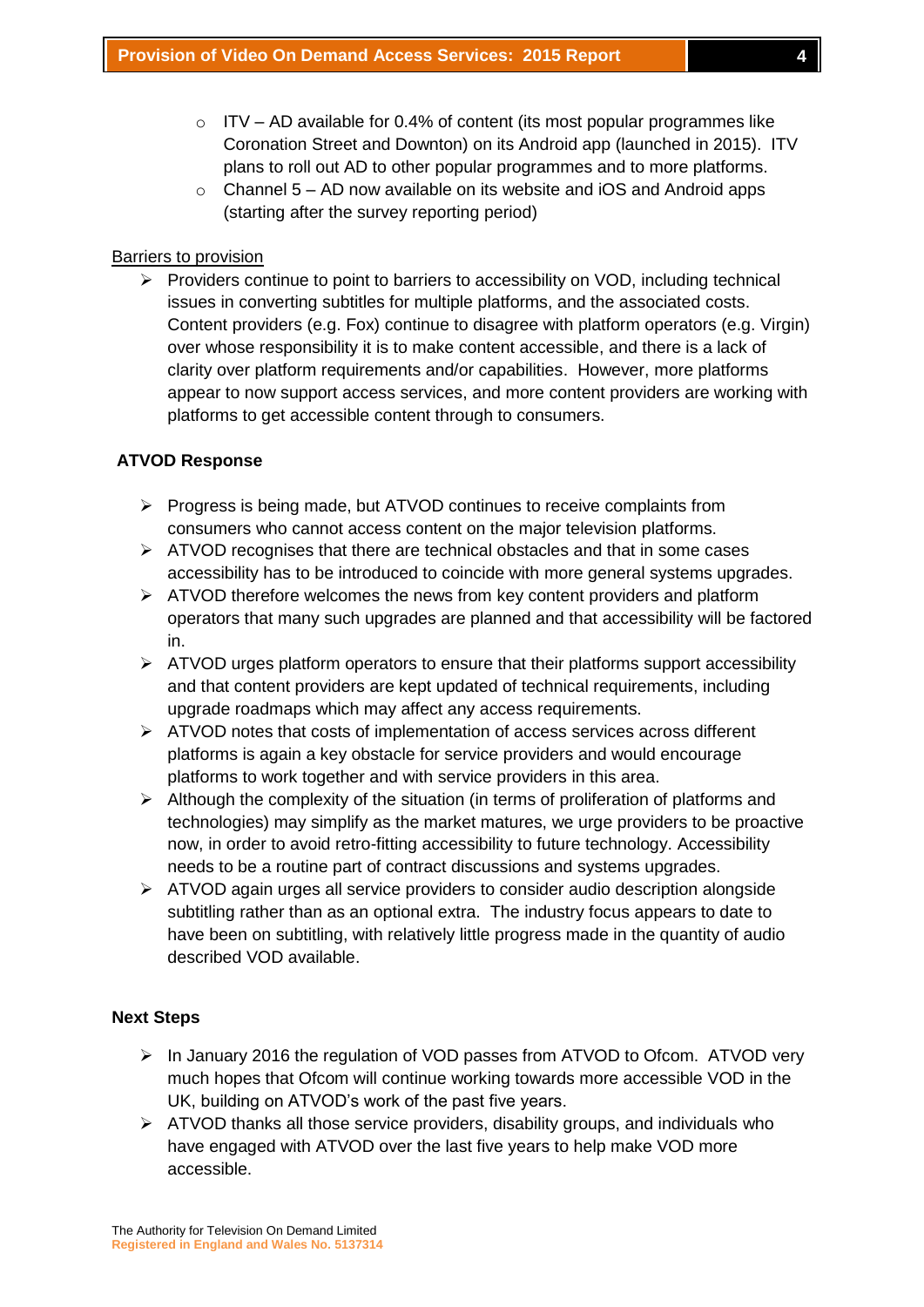- ITV – AD available for 0.4% of content (its most popular programmes like Coronation Street and Downton) on its Android app (launched in 2015). ITV plans to roll out AD to other popular programmes and to more platforms.
- Channel 5 – AD now available on its website and iOS and Android apps (starting after the survey reporting period)

Barriers to provision

- Providers continue to point to barriers to accessibility on VOD, including technical issues in converting subtitles for multiple platforms, and the associated costs. Content providers (e.g. Fox) continue to disagree with platform operators (e.g. Virgin) over whose responsibility it is to make content accessible, and there is a lack of clarity over platform requirements and/or capabilities. However, more platforms appear to now support access services, and more content providers are working with platforms to get accessible content through to consumers.

**ATVOD Response**

- Progress is being made, but ATVOD continues to receive complaints from consumers who cannot access content on the major television platforms.
- ATVOD recognises that there are technical obstacles and that in some cases accessibility has to be introduced to coincide with more general systems upgrades.
- ATVOD therefore welcomes the news from key content providers and platform operators that many such upgrades are planned and that accessibility will be factored in.
- ATVOD urges platform operators to ensure that their platforms support accessibility and that content providers are kept updated of technical requirements, including upgrade roadmaps which may affect any access requirements.
- ATVOD notes that costs of implementation of access services across different platforms is again a key obstacle for service providers and would encourage platforms to work together and with service providers in this area.
- Although the complexity of the situation (in terms of proliferation of platforms and technologies) may simplify as the market matures, we urge providers to be proactive now, in order to avoid retro-fitting accessibility to future technology. Accessibility needs to be a routine part of contract discussions and systems upgrades.
- ATVOD again urges all service providers to consider audio description alongside subtitling rather than as an optional extra. The industry focus appears to date to have been on subtitling, with relatively little progress made in the quantity of audio described VOD available.

**Next Steps**

- In January 2016 the regulation of VOD passes from ATVOD to Ofcom. ATVOD very much hopes that Ofcom will continue working towards more accessible VOD in the UK, building on ATVOD's work of the past five years.
- ATVOD thanks all those service providers, disability groups, and individuals who have engaged with ATVOD over the last five years to help make VOD more accessible.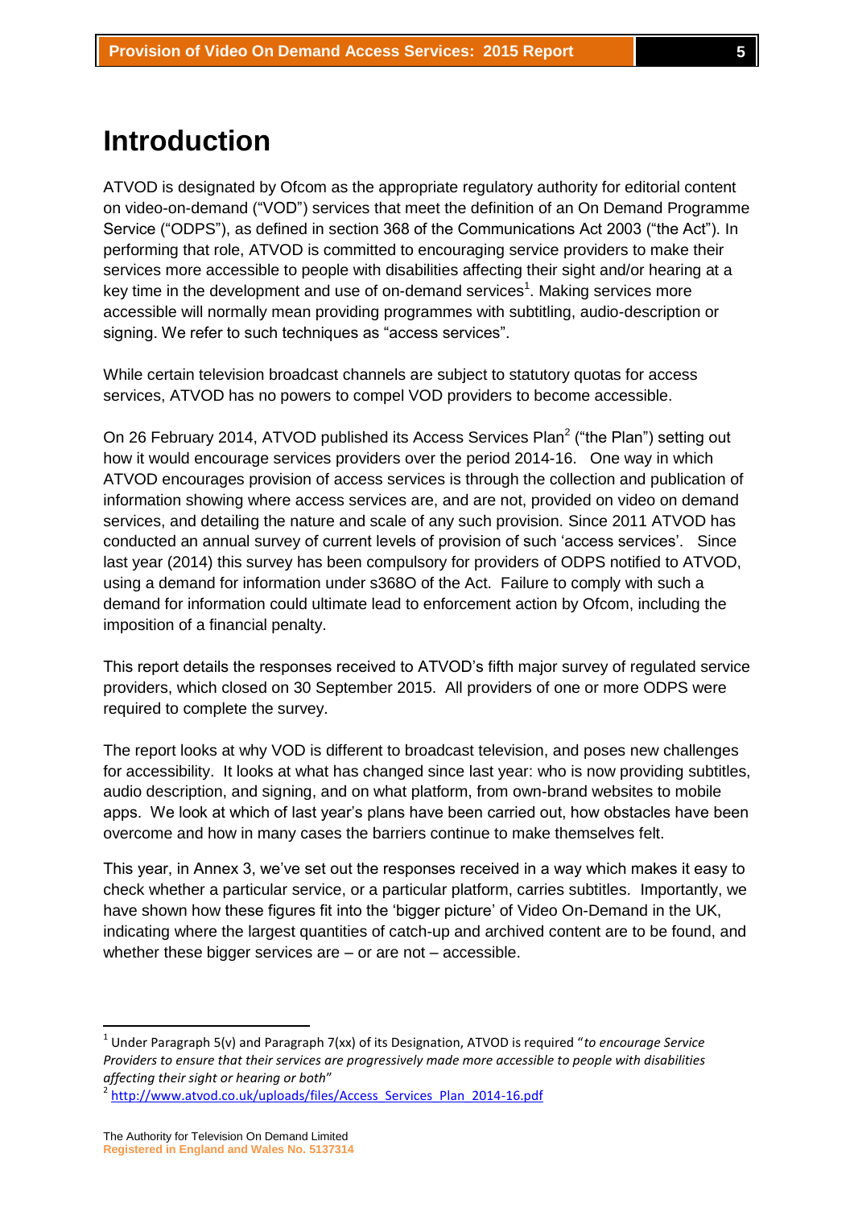# Introduction

ATVOD is designated by Ofcom as the appropriate regulatory authority for editorial content on video-on-demand ("VOD") services that meet the definition of an On Demand Programme Service ("ODPS"), as defined in section 368 of the Communications Act 2003 ("the Act"). In performing that role, ATVOD is committed to encouraging service providers to make their services more accessible to people with disabilities affecting their sight and/or hearing at a key time in the development and use of on-demand services[1]. Making services more accessible will normally mean providing programmes with subtitling, audio-description or signing. We refer to such techniques as "access services".

While certain television broadcast channels are subject to statutory quotas for access services, ATVOD has no powers to compel VOD providers to become accessible.

On 26 February 2014, ATVOD published its Access Services Plan[2] ("the Plan") setting out how it would encourage services providers over the period 2014-16. One way in which ATVOD encourages provision of access services is through the collection and publication of information showing where access services are, and are not, provided on video on demand services, and detailing the nature and scale of any such provision. Since 2011 ATVOD has conducted an annual survey of current levels of provision of such 'access services'. Since last year (2014) this survey has been compulsory for providers of ODPS notified to ATVOD, using a demand for information under s368O of the Act. Failure to comply with such a demand for information could ultimate lead to enforcement action by Ofcom, including the imposition of a financial penalty.

This report details the responses received to ATVOD's fifth major survey of regulated service providers, which closed on 30 September 2015. All providers of one or more ODPS were required to complete the survey.

The report looks at why VOD is different to broadcast television, and poses new challenges for accessibility. It looks at what has changed since last year: who is now providing subtitles, audio description, and signing, and on what platform, from own-brand websites to mobile apps. We look at which of last year's plans have been carried out, how obstacles have been overcome and how in many cases the barriers continue to make themselves felt.

This year, in Annex 3, we've set out the responses received in a way which makes it easy to check whether a particular service, or a particular platform, carries subtitles. Importantly, we have shown how these figures fit into the 'bigger picture' of Video On-Demand in the UK, indicating where the largest quantities of catch-up and archived content are to be found, and whether these bigger services are – or are not – accessible.

---

[1] Under Paragraph 5(v) and Paragraph 7(xx) of its Designation, ATVOD is required "*to encourage Service Providers to ensure that their services are progressively made more accessible to people with disabilities affecting their sight or hearing or both*"

[2] http://www.atvod.co.uk/uploads/files/Access_Services_Plan_2014-16.pdf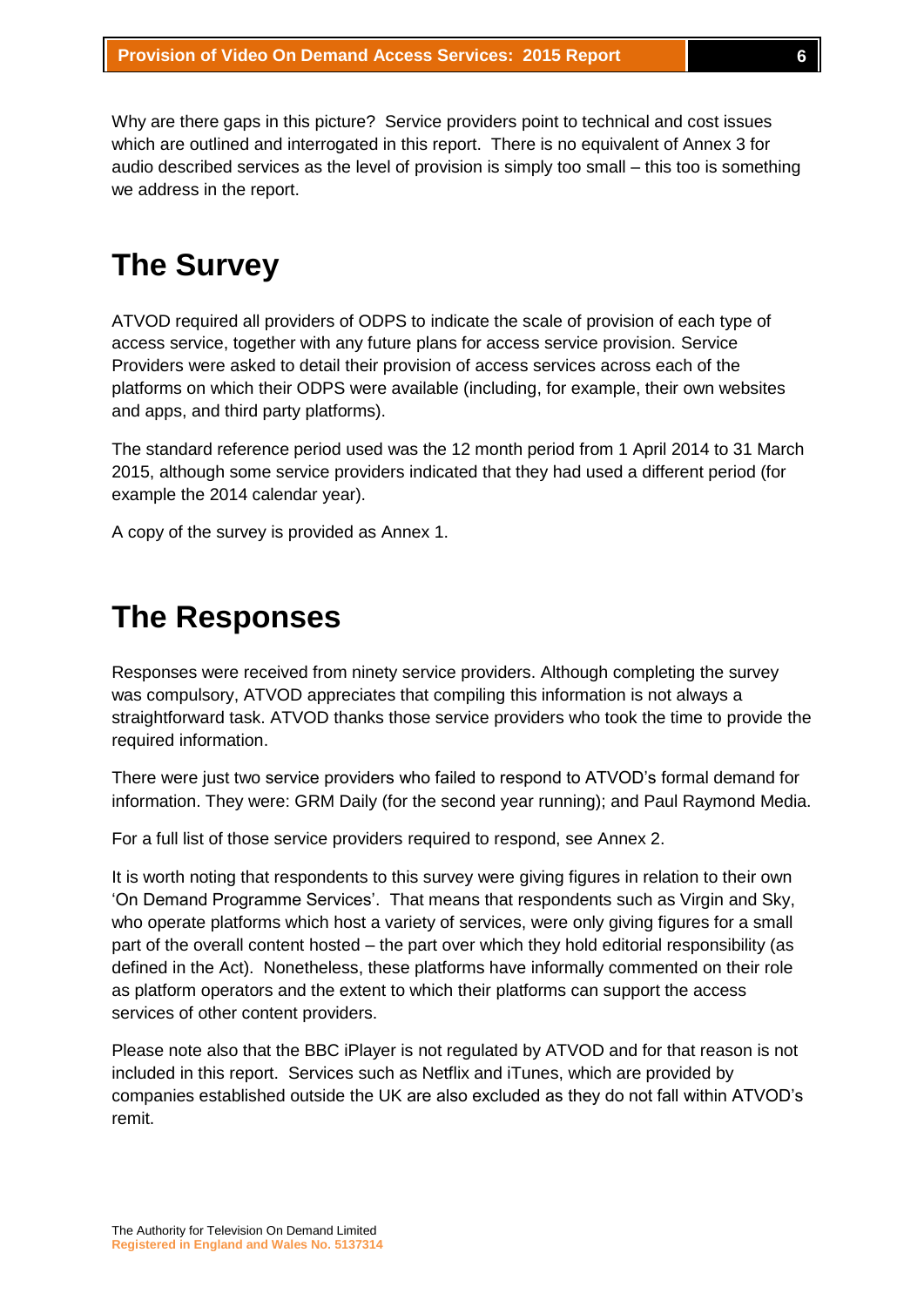Why are there gaps in this picture? Service providers point to technical and cost issues which are outlined and interrogated in this report. There is no equivalent of Annex 3 for audio described services as the level of provision is simply too small – this too is something we address in the report.

# The Survey

ATVOD required all providers of ODPS to indicate the scale of provision of each type of access service, together with any future plans for access service provision. Service Providers were asked to detail their provision of access services across each of the platforms on which their ODPS were available (including, for example, their own websites and apps, and third party platforms).

The standard reference period used was the 12 month period from 1 April 2014 to 31 March 2015, although some service providers indicated that they had used a different period (for example the 2014 calendar year).

A copy of the survey is provided as Annex 1.

# The Responses

Responses were received from ninety service providers. Although completing the survey was compulsory, ATVOD appreciates that compiling this information is not always a straightforward task. ATVOD thanks those service providers who took the time to provide the required information.

There were just two service providers who failed to respond to ATVOD's formal demand for information. They were: GRM Daily (for the second year running); and Paul Raymond Media.

For a full list of those service providers required to respond, see Annex 2.

It is worth noting that respondents to this survey were giving figures in relation to their own 'On Demand Programme Services'. That means that respondents such as Virgin and Sky, who operate platforms which host a variety of services, were only giving figures for a small part of the overall content hosted – the part over which they hold editorial responsibility (as defined in the Act). Nonetheless, these platforms have informally commented on their role as platform operators and the extent to which their platforms can support the access services of other content providers.

Please note also that the BBC iPlayer is not regulated by ATVOD and for that reason is not included in this report. Services such as Netflix and iTunes, which are provided by companies established outside the UK are also excluded as they do not fall within ATVOD's remit.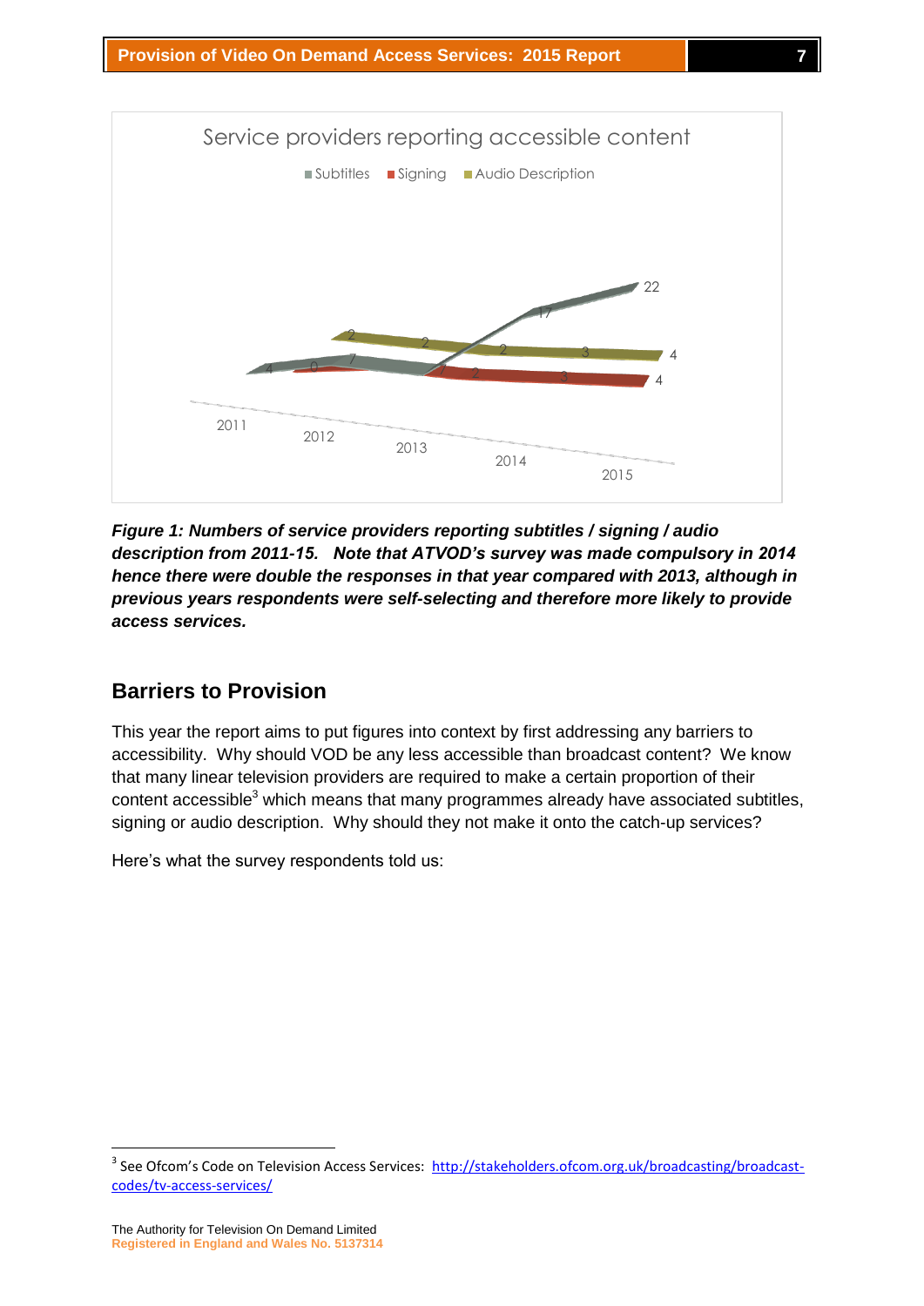Service providers reporting accessible content

*Figure 1: Numbers of service providers reporting subtitles / signing / audio description from 2011-15. Note that ATVOD's survey was made compulsory in 2014 hence there were double the responses in that year compared with 2013, although in previous years respondents were self-selecting and therefore more likely to provide access services.*

## Barriers to Provision

This year the report aims to put figures into context by first addressing any barriers to accessibility. Why should VOD be any less accessible than broadcast content? We know that many linear television providers are required to make a certain proportion of their content accessible[3] which means that many programmes already have associated subtitles, signing or audio description. Why should they not make it onto the catch-up services?

Here's what the survey respondents told us:

[3] See Ofcom's Code on Television Access Services: http://stakeholders.ofcom.org.uk/broadcasting/broadcast-codes/tv-access-services/

The Authority for Television On Demand Limited
**Registered in England and Wales No. 5137314**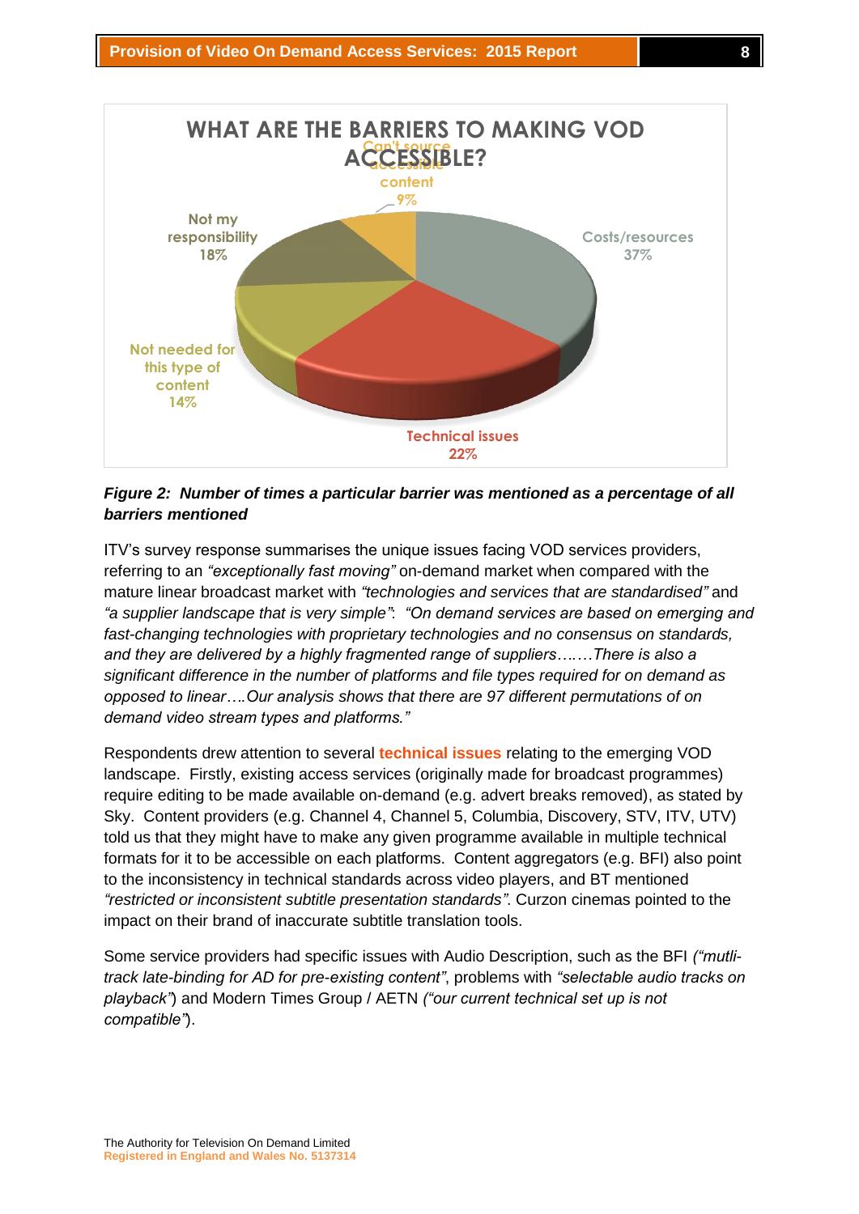**WHAT ARE THE BARRIERS TO MAKING VOD ACCESSIBLE?**

- Costs/resources 37%
- Technical issues 22%
- Not my responsibility 18%
- Not needed for this type of content 14%
- Can't source accessible content 9%

***Figure 2: Number of times a particular barrier was mentioned as a percentage of all barriers mentioned***

ITV's survey response summarises the unique issues facing VOD services providers, referring to an *"exceptionally fast moving"* on-demand market when compared with the mature linear broadcast market with *"technologies and services that are standardised"* and *"a supplier landscape that is very simple"*: *"On demand services are based on emerging and fast-changing technologies with proprietary technologies and no consensus on standards, and they are delivered by a highly fragmented range of suppliers…….There is also a significant difference in the number of platforms and file types required for on demand as opposed to linear….Our analysis shows that there are 97 different permutations of on demand video stream types and platforms."*

Respondents drew attention to several **technical issues** relating to the emerging VOD landscape. Firstly, existing access services (originally made for broadcast programmes) require editing to be made available on-demand (e.g. advert breaks removed), as stated by Sky. Content providers (e.g. Channel 4, Channel 5, Columbia, Discovery, STV, ITV, UTV) told us that they might have to make any given programme available in multiple technical formats for it to be accessible on each platforms. Content aggregators (e.g. BFI) also point to the inconsistency in technical standards across video players, and BT mentioned *"restricted or inconsistent subtitle presentation standards"*. Curzon cinemas pointed to the impact on their brand of inaccurate subtitle translation tools.

Some service providers had specific issues with Audio Description, such as the BFI *("mutli-track late-binding for AD for pre-existing content"*, problems with *"selectable audio tracks on playback"*) and Modern Times Group / AETN *("our current technical set up is not compatible"*).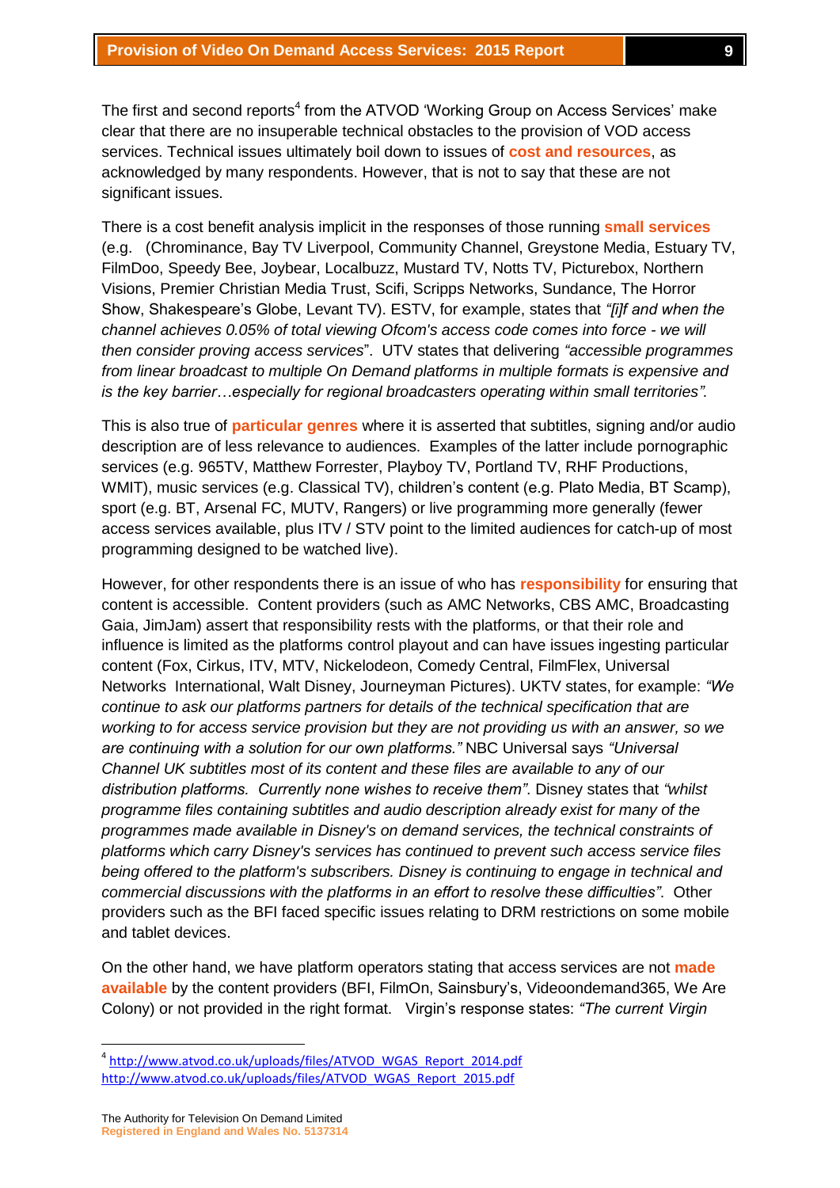The first and second reports[4] from the ATVOD 'Working Group on Access Services' make clear that there are no insuperable technical obstacles to the provision of VOD access services. Technical issues ultimately boil down to issues of **cost and resources**, as acknowledged by many respondents. However, that is not to say that these are not significant issues.

There is a cost benefit analysis implicit in the responses of those running **small services** (e.g. (Chrominance, Bay TV Liverpool, Community Channel, Greystone Media, Estuary TV, FilmDoo, Speedy Bee, Joybear, Localbuzz, Mustard TV, Notts TV, Picturebox, Northern Visions, Premier Christian Media Trust, Scifi, Scripps Networks, Sundance, The Horror Show, Shakespeare's Globe, Levant TV). ESTV, for example, states that *"[i]f and when the channel achieves 0.05% of total viewing Ofcom's access code comes into force - we will then consider proving access services*". UTV states that delivering *"accessible programmes from linear broadcast to multiple On Demand platforms in multiple formats is expensive and is the key barrier…especially for regional broadcasters operating within small territories".*

This is also true of **particular genres** where it is asserted that subtitles, signing and/or audio description are of less relevance to audiences. Examples of the latter include pornographic services (e.g. 965TV, Matthew Forrester, Playboy TV, Portland TV, RHF Productions, WMIT), music services (e.g. Classical TV), children's content (e.g. Plato Media, BT Scamp), sport (e.g. BT, Arsenal FC, MUTV, Rangers) or live programming more generally (fewer access services available, plus ITV / STV point to the limited audiences for catch-up of most programming designed to be watched live).

However, for other respondents there is an issue of who has **responsibility** for ensuring that content is accessible. Content providers (such as AMC Networks, CBS AMC, Broadcasting Gaia, JimJam) assert that responsibility rests with the platforms, or that their role and influence is limited as the platforms control playout and can have issues ingesting particular content (Fox, Cirkus, ITV, MTV, Nickelodeon, Comedy Central, FilmFlex, Universal Networks International, Walt Disney, Journeyman Pictures). UKTV states, for example: *"We continue to ask our platforms partners for details of the technical specification that are working to for access service provision but they are not providing us with an answer, so we are continuing with a solution for our own platforms."* NBC Universal says *"Universal Channel UK subtitles most of its content and these files are available to any of our distribution platforms. Currently none wishes to receive them"*. Disney states that *"whilst programme files containing subtitles and audio description already exist for many of the programmes made available in Disney's on demand services, the technical constraints of platforms which carry Disney's services has continued to prevent such access service files being offered to the platform's subscribers. Disney is continuing to engage in technical and commercial discussions with the platforms in an effort to resolve these difficulties"*. Other providers such as the BFI faced specific issues relating to DRM restrictions on some mobile and tablet devices.

On the other hand, we have platform operators stating that access services are not **made available** by the content providers (BFI, FilmOn, Sainsbury's, Videoondemand365, We Are Colony) or not provided in the right format. Virgin's response states: *"The current Virgin*

[4] http://www.atvod.co.uk/uploads/files/ATVOD_WGAS_Report_2014.pdf
http://www.atvod.co.uk/uploads/files/ATVOD_WGAS_Report_2015.pdf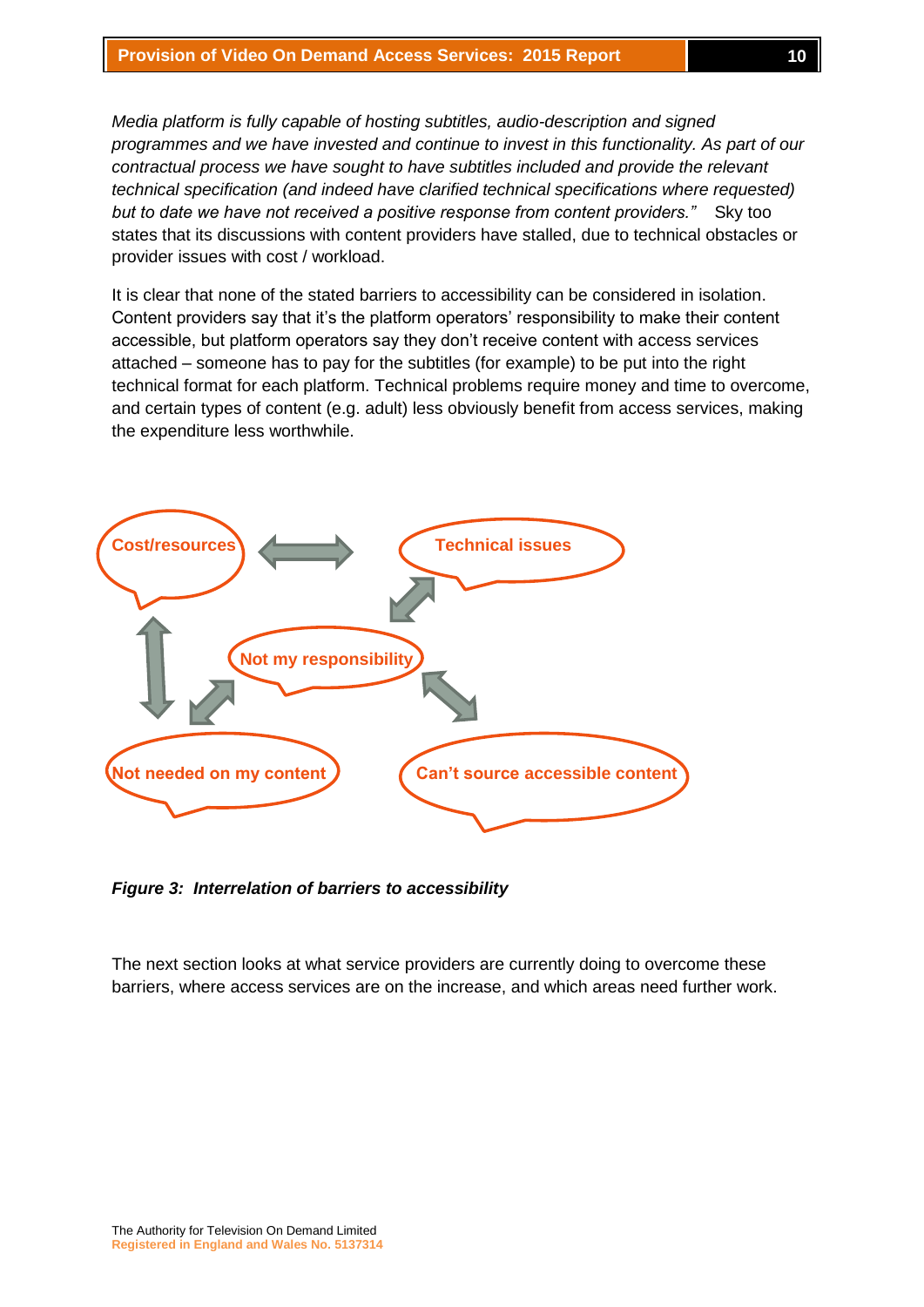*Media platform is fully capable of hosting subtitles, audio-description and signed programmes and we have invested and continue to invest in this functionality. As part of our contractual process we have sought to have subtitles included and provide the relevant technical specification (and indeed have clarified technical specifications where requested) but to date we have not received a positive response from content providers."* Sky too states that its discussions with content providers have stalled, due to technical obstacles or provider issues with cost / workload.

It is clear that none of the stated barriers to accessibility can be considered in isolation. Content providers say that it's the platform operators' responsibility to make their content accessible, but platform operators say they don't receive content with access services attached – someone has to pay for the subtitles (for example) to be put into the right technical format for each platform. Technical problems require money and time to overcome, and certain types of content (e.g. adult) less obviously benefit from access services, making the expenditure less worthwhile.

Cost/resources

Technical issues

Not my responsibility

Not needed on my content

Can't source accessible content

***Figure 3: Interrelation of barriers to accessibility***

The next section looks at what service providers are currently doing to overcome these barriers, where access services are on the increase, and which areas need further work.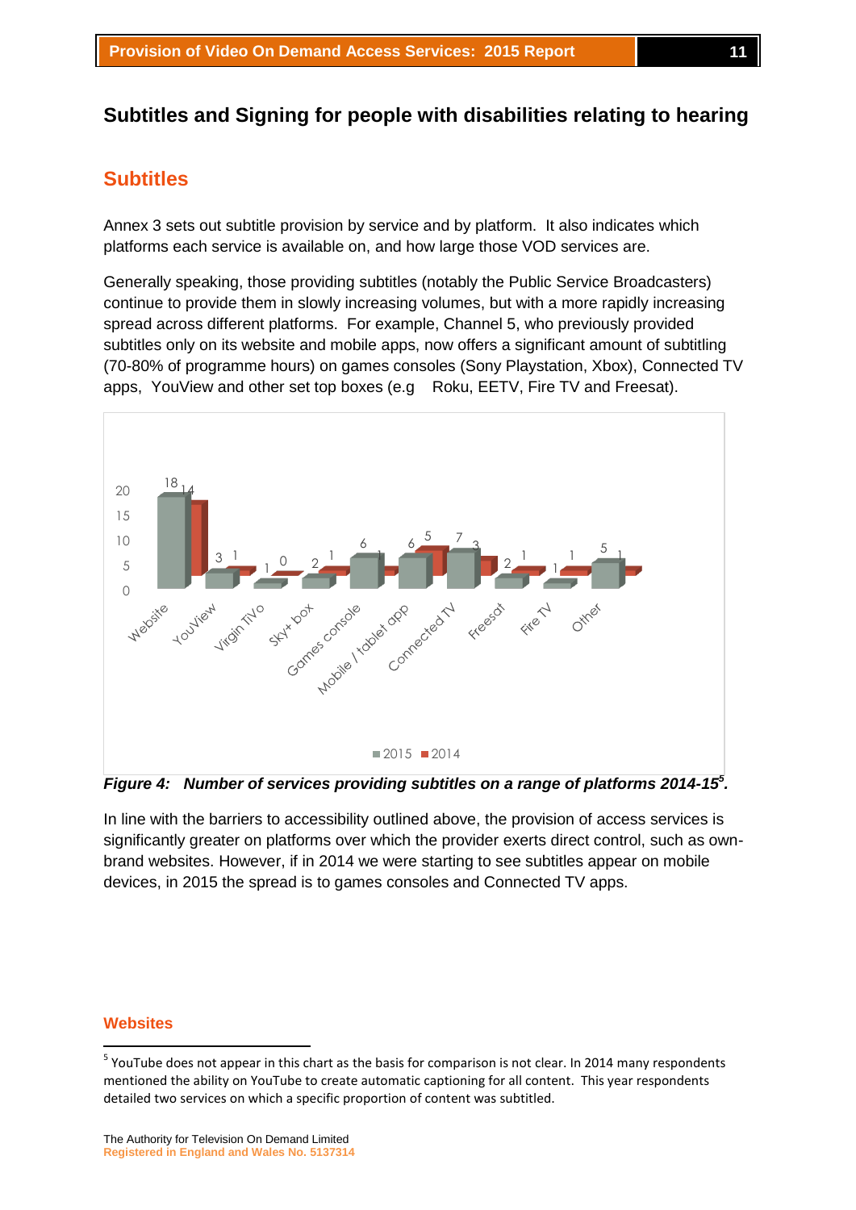## Subtitles and Signing for people with disabilities relating to hearing

### Subtitles

Annex 3 sets out subtitle provision by service and by platform. It also indicates which platforms each service is available on, and how large those VOD services are.

Generally speaking, those providing subtitles (notably the Public Service Broadcasters) continue to provide them in slowly increasing volumes, but with a more rapidly increasing spread across different platforms. For example, Channel 5, who previously provided subtitles only on its website and mobile apps, now offers a significant amount of subtitling (70-80% of programme hours) on games consoles (Sony Playstation, Xbox), Connected TV apps, YouView and other set top boxes (e.g Roku, EETV, Fire TV and Freesat).

| Platform | 2015 | 2014 |
|---|---|---|
| Website | 18 | 14 |
| YouView | 3 | 1 |
| Virgin TiVo | 1 | 0 |
| Sky+ box | 2 | 1 |
| Games console | 6 | 1 |
| Mobile / tablet app | 6 | 5 |
| Connected TV | 7 | 3 |
| Freesat | 2 | 1 |
| Fire TV | 1 | 1 |
| Other | 5 | 1 |

*Figure 4: Number of services providing subtitles on a range of platforms 2014-15[5].*

In line with the barriers to accessibility outlined above, the provision of access services is significantly greater on platforms over which the provider exerts direct control, such as own-brand websites. However, if in 2014 we were starting to see subtitles appear on mobile devices, in 2015 the spread is to games consoles and Connected TV apps.

### Websites

[5] YouTube does not appear in this chart as the basis for comparison is not clear. In 2014 many respondents mentioned the ability on YouTube to create automatic captioning for all content. This year respondents detailed two services on which a specific proportion of content was subtitled.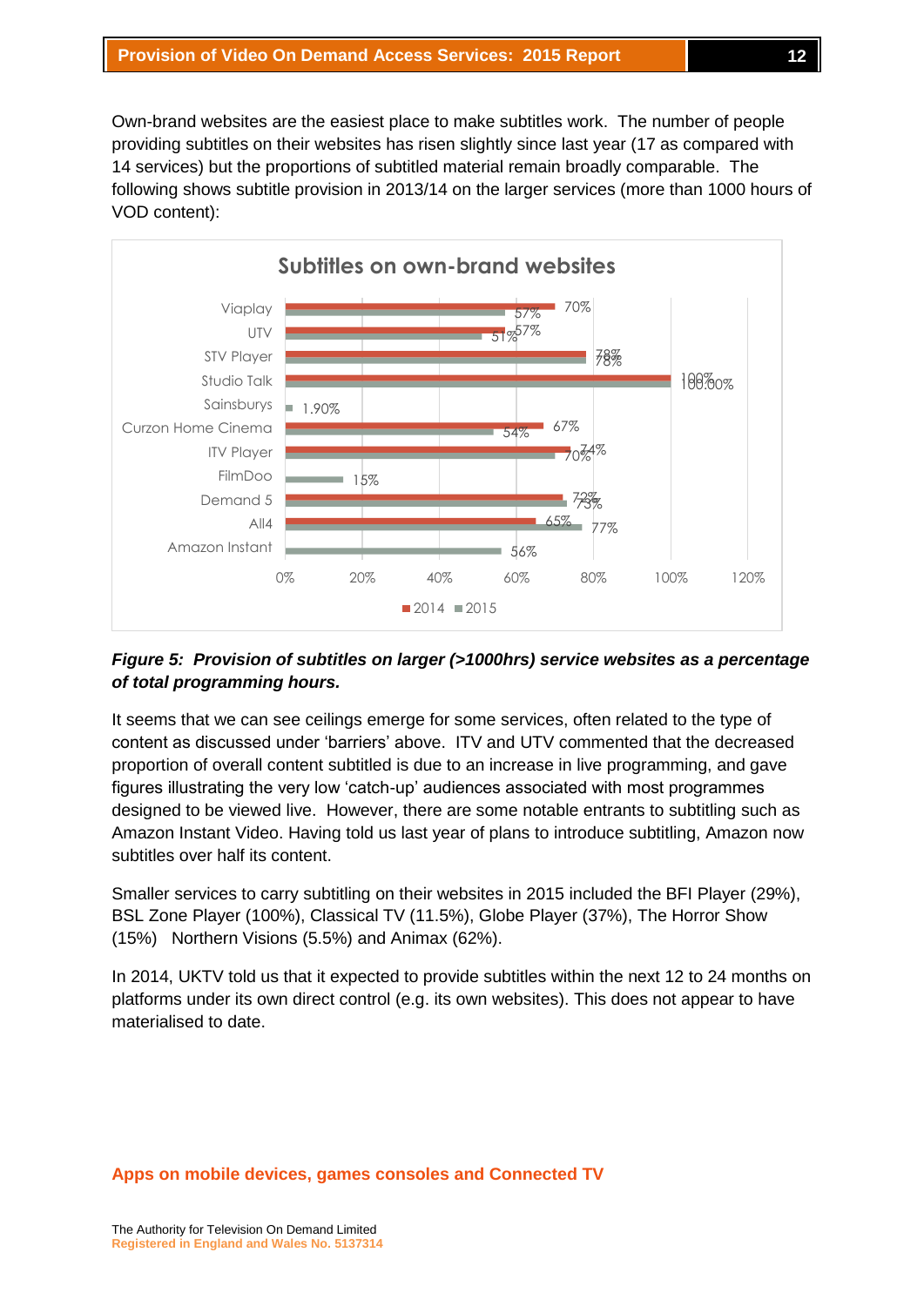Own-brand websites are the easiest place to make subtitles work. The number of people providing subtitles on their websites has risen slightly since last year (17 as compared with 14 services) but the proportions of subtitled material remain broadly comparable. The following shows subtitle provision in 2013/14 on the larger services (more than 1000 hours of VOD content):

**Subtitles on own-brand websites**

| Service | 2014 | 2015 |
|---|---|---|
| Viaplay | 70% | 57% |
| UTV | 57% | 51% |
| STV Player | 78% | 78% |
| Studio Talk | 100% | 100.00% |
| Sainsburys | | 1.90% |
| Curzon Home Cinema | 67% | 54% |
| ITV Player | 74% | 70% |
| FilmDoo | | 15% |
| Demand 5 | 72% | 73% |
| All4 | 65% | 77% |
| Amazon Instant | | 56% |

***Figure 5: Provision of subtitles on larger (>1000hrs) service websites as a percentage of total programming hours.***

It seems that we can see ceilings emerge for some services, often related to the type of content as discussed under 'barriers' above. ITV and UTV commented that the decreased proportion of overall content subtitled is due to an increase in live programming, and gave figures illustrating the very low 'catch-up' audiences associated with most programmes designed to be viewed live. However, there are some notable entrants to subtitling such as Amazon Instant Video. Having told us last year of plans to introduce subtitling, Amazon now subtitles over half its content.

Smaller services to carry subtitling on their websites in 2015 included the BFI Player (29%), BSL Zone Player (100%), Classical TV (11.5%), Globe Player (37%), The Horror Show (15%) Northern Visions (5.5%) and Animax (62%).

In 2014, UKTV told us that it expected to provide subtitles within the next 12 to 24 months on platforms under its own direct control (e.g. its own websites). This does not appear to have materialised to date.

## Apps on mobile devices, games consoles and Connected TV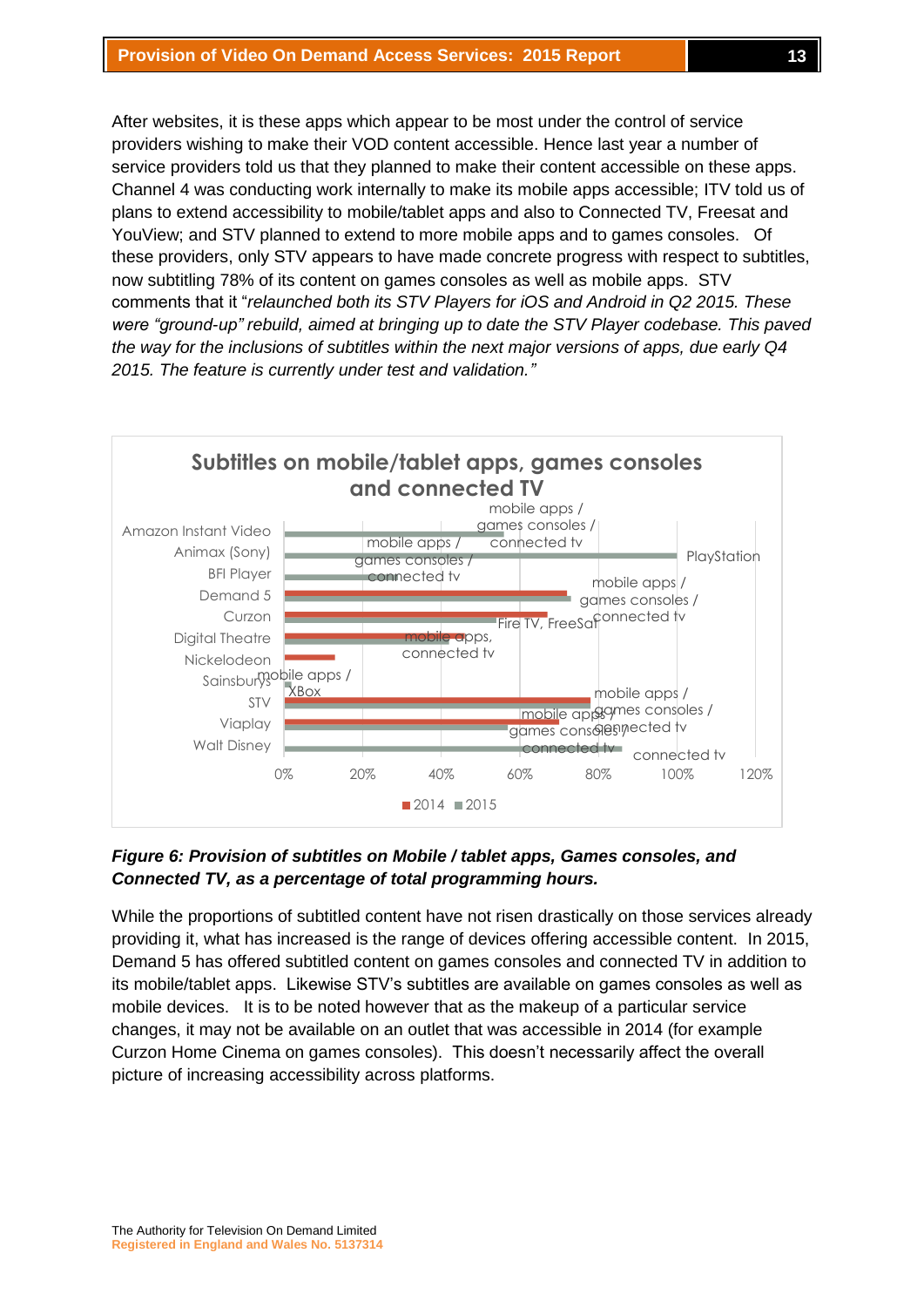After websites, it is these apps which appear to be most under the control of service providers wishing to make their VOD content accessible. Hence last year a number of service providers told us that they planned to make their content accessible on these apps. Channel 4 was conducting work internally to make its mobile apps accessible; ITV told us of plans to extend accessibility to mobile/tablet apps and also to Connected TV, Freesat and YouView; and STV planned to extend to more mobile apps and to games consoles. Of these providers, only STV appears to have made concrete progress with respect to subtitles, now subtitling 78% of its content on games consoles as well as mobile apps. STV comments that it "*relaunched both its STV Players for iOS and Android in Q2 2015. These were "ground-up" rebuild, aimed at bringing up to date the STV Player codebase. This paved the way for the inclusions of subtitles within the next major versions of apps, due early Q4 2015. The feature is currently under test and validation.*"

**Figure 6: Provision of subtitles on Mobile / tablet apps, Games consoles, and Connected TV, as a percentage of total programming hours.**

While the proportions of subtitled content have not risen drastically on those services already providing it, what has increased is the range of devices offering accessible content. In 2015, Demand 5 has offered subtitled content on games consoles and connected TV in addition to its mobile/tablet apps. Likewise STV's subtitles are available on games consoles as well as mobile devices. It is to be noted however that as the makeup of a particular service changes, it may not be available on an outlet that was accessible in 2014 (for example Curzon Home Cinema on games consoles). This doesn't necessarily affect the overall picture of increasing accessibility across platforms.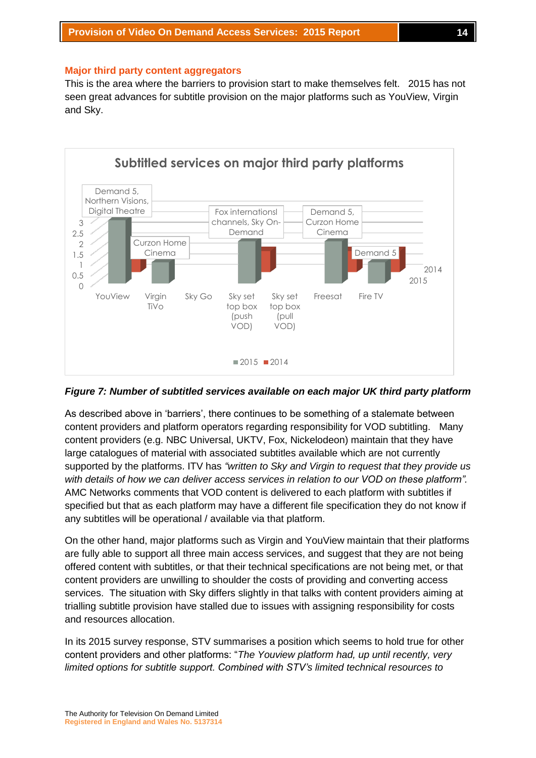### Major third party content aggregators

This is the area where the barriers to provision start to make themselves felt. 2015 has not seen great advances for subtitle provision on the major platforms such as YouView, Virgin and Sky.

**Subtitled services on major third party platforms**

| Platform | 2015 | 2014 | Labels |
|---|---|---|---|
| YouView | 3 | 0.5 | Demand 5, Northern Visions, Digital Theatre |
| Virgin TiVo | 1 | | Curzon Home Cinema |
| Sky Go | | | |
| Sky set top box (push VOD) | 2 | | Fox internationsl channels, Sky On-Demand |
| Sky set top box (pull VOD) | | 1 | |
| Freesat | 2 | 0.5 | Demand 5, Curzon Home Cinema |
| Fire TV | 1 | 0.5 | Demand 5 |

*Figure 7: Number of subtitled services available on each major UK third party platform*

As described above in 'barriers', there continues to be something of a stalemate between content providers and platform operators regarding responsibility for VOD subtitling. Many content providers (e.g. NBC Universal, UKTV, Fox, Nickelodeon) maintain that they have large catalogues of material with associated subtitles available which are not currently supported by the platforms. ITV has *"written to Sky and Virgin to request that they provide us with details of how we can deliver access services in relation to our VOD on these platform".* AMC Networks comments that VOD content is delivered to each platform with subtitles if specified but that as each platform may have a different file specification they do not know if any subtitles will be operational / available via that platform.

On the other hand, major platforms such as Virgin and YouView maintain that their platforms are fully able to support all three main access services, and suggest that they are not being offered content with subtitles, or that their technical specifications are not being met, or that content providers are unwilling to shoulder the costs of providing and converting access services. The situation with Sky differs slightly in that talks with content providers aiming at trialling subtitle provision have stalled due to issues with assigning responsibility for costs and resources allocation.

In its 2015 survey response, STV summarises a position which seems to hold true for other content providers and other platforms: "*The Youview platform had, up until recently, very limited options for subtitle support. Combined with STV's limited technical resources to*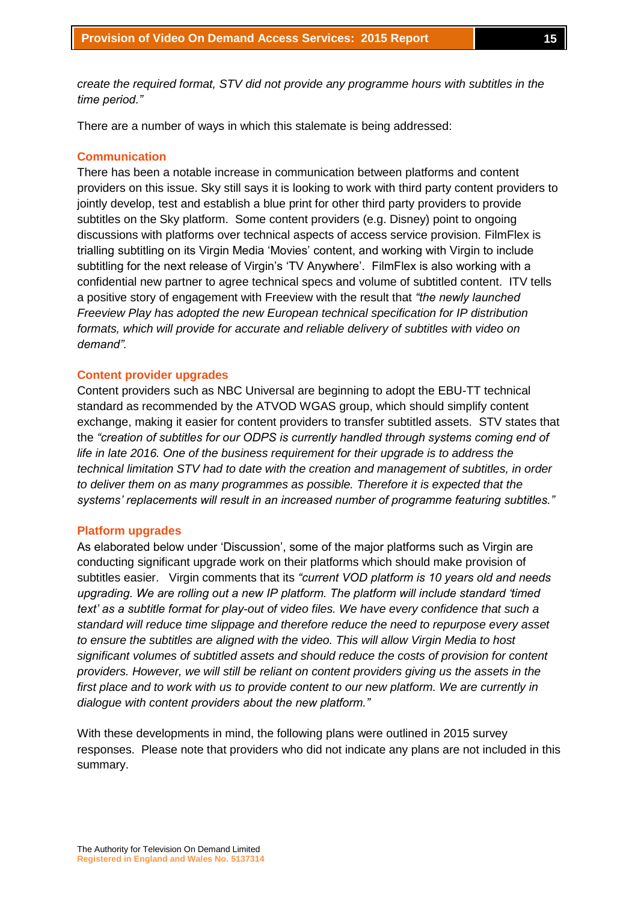*create the required format, STV did not provide any programme hours with subtitles in the time period."*

There are a number of ways in which this stalemate is being addressed:

### Communication

There has been a notable increase in communication between platforms and content providers on this issue. Sky still says it is looking to work with third party content providers to jointly develop, test and establish a blue print for other third party providers to provide subtitles on the Sky platform. Some content providers (e.g. Disney) point to ongoing discussions with platforms over technical aspects of access service provision. FilmFlex is trialling subtitling on its Virgin Media 'Movies' content, and working with Virgin to include subtitling for the next release of Virgin's 'TV Anywhere'. FilmFlex is also working with a confidential new partner to agree technical specs and volume of subtitled content. ITV tells a positive story of engagement with Freeview with the result that *"the newly launched Freeview Play has adopted the new European technical specification for IP distribution formats, which will provide for accurate and reliable delivery of subtitles with video on demand".*

### Content provider upgrades

Content providers such as NBC Universal are beginning to adopt the EBU-TT technical standard as recommended by the ATVOD WGAS group, which should simplify content exchange, making it easier for content providers to transfer subtitled assets. STV states that the *"creation of subtitles for our ODPS is currently handled through systems coming end of life in late 2016. One of the business requirement for their upgrade is to address the technical limitation STV had to date with the creation and management of subtitles, in order to deliver them on as many programmes as possible. Therefore it is expected that the systems' replacements will result in an increased number of programme featuring subtitles."*

### Platform upgrades

As elaborated below under 'Discussion', some of the major platforms such as Virgin are conducting significant upgrade work on their platforms which should make provision of subtitles easier. Virgin comments that its *"current VOD platform is 10 years old and needs upgrading. We are rolling out a new IP platform. The platform will include standard 'timed text' as a subtitle format for play-out of video files. We have every confidence that such a standard will reduce time slippage and therefore reduce the need to repurpose every asset to ensure the subtitles are aligned with the video. This will allow Virgin Media to host significant volumes of subtitled assets and should reduce the costs of provision for content providers. However, we will still be reliant on content providers giving us the assets in the first place and to work with us to provide content to our new platform. We are currently in dialogue with content providers about the new platform."*

With these developments in mind, the following plans were outlined in 2015 survey responses. Please note that providers who did not indicate any plans are not included in this summary.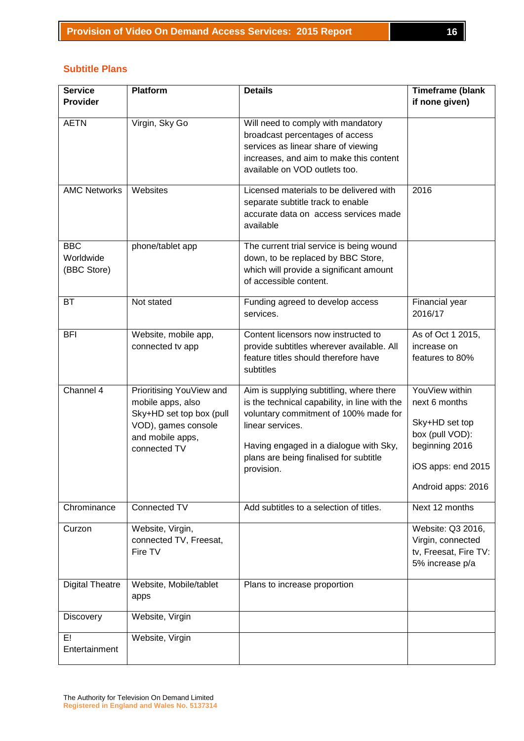## Subtitle Plans

| Service Provider | Platform | Details | Timeframe (blank if none given) |
|---|---|---|---|
| AETN | Virgin, Sky Go | Will need to comply with mandatory broadcast percentages of access services as linear share of viewing increases, and aim to make this content available on VOD outlets too. | |
| AMC Networks | Websites | Licensed materials to be delivered with separate subtitle track to enable accurate data on access services made available | 2016 |
| BBC Worldwide (BBC Store) | phone/tablet app | The current trial service is being wound down, to be replaced by BBC Store, which will provide a significant amount of accessible content. | |
| BT | Not stated | Funding agreed to develop access services. | Financial year 2016/17 |
| BFI | Website, mobile app, connected tv app | Content licensors now instructed to provide subtitles wherever available. All feature titles should therefore have subtitles | As of Oct 1 2015, increase on features to 80% |
| Channel 4 | Prioritising YouView and mobile apps, also Sky+HD set top box (pull VOD), games console and mobile apps, connected TV | Aim is supplying subtitling, where there is the technical capability, in line with the voluntary commitment of 100% made for linear services.<br><br>Having engaged in a dialogue with Sky, plans are being finalised for subtitle provision. | YouView within next 6 months<br><br>Sky+HD set top box (pull VOD): beginning 2016<br><br>iOS apps: end 2015<br><br>Android apps: 2016 |
| Chrominance | Connected TV | Add subtitles to a selection of titles. | Next 12 months |
| Curzon | Website, Virgin, connected TV, Freesat, Fire TV | | Website: Q3 2016, Virgin, connected tv, Freesat, Fire TV: 5% increase p/a |
| Digital Theatre | Website, Mobile/tablet apps | Plans to increase proportion | |
| Discovery | Website, Virgin | | |
| E! Entertainment | Website, Virgin | | |

The Authority for Television On Demand Limited
Registered in England and Wales No. 5137314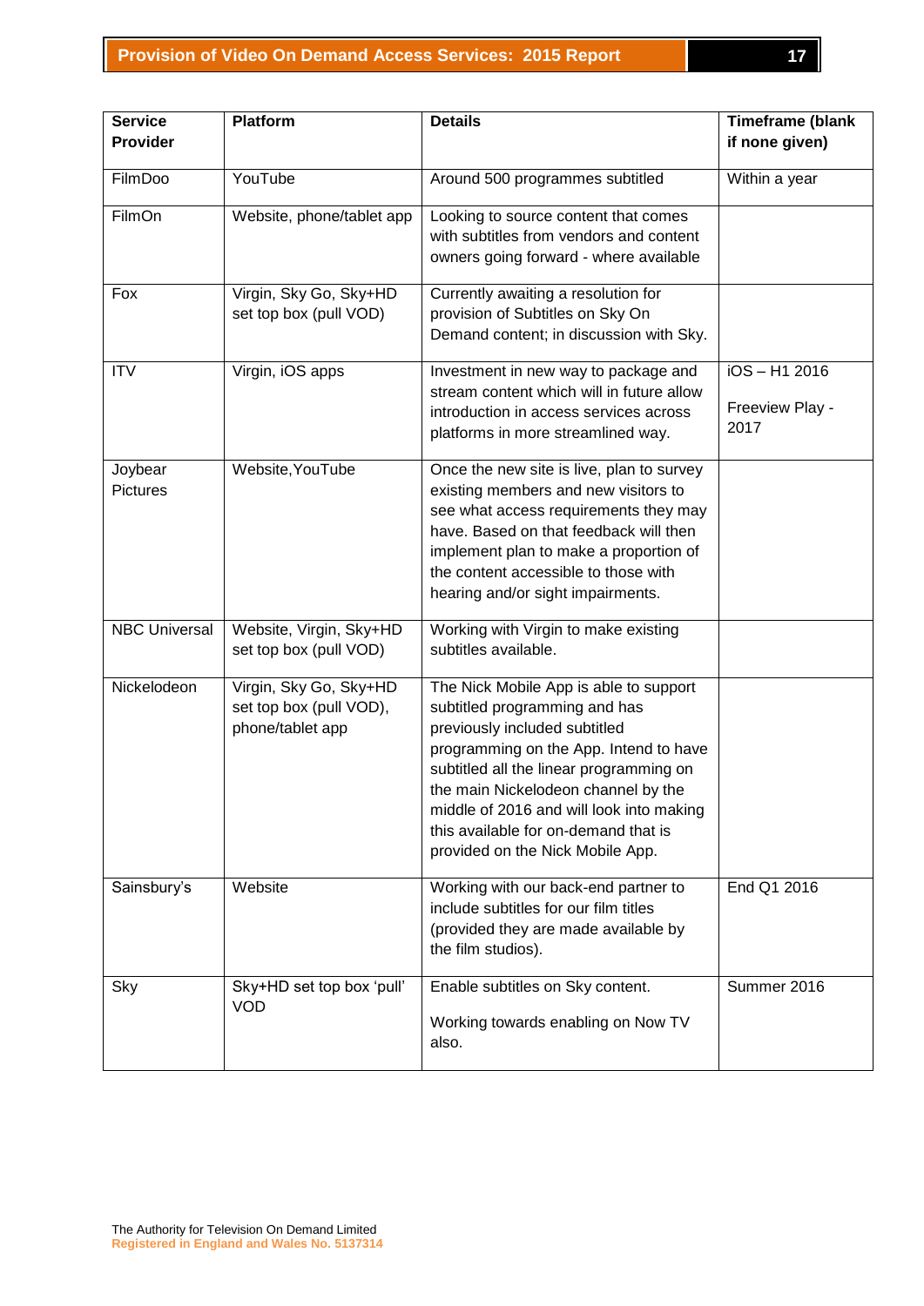| Service Provider | Platform | Details | Timeframe (blank if none given) |
|---|---|---|---|
| FilmDoo | YouTube | Around 500 programmes subtitled | Within a year |
| FilmOn | Website, phone/tablet app | Looking to source content that comes with subtitles from vendors and content owners going forward - where available | |
| Fox | Virgin, Sky Go, Sky+HD set top box (pull VOD) | Currently awaiting a resolution for provision of Subtitles on Sky On Demand content; in discussion with Sky. | |
| ITV | Virgin, iOS apps | Investment in new way to package and stream content which will in future allow introduction in access services across platforms in more streamlined way. | iOS – H1 2016<br><br>Freeview Play - 2017 |
| Joybear Pictures | Website,YouTube | Once the new site is live, plan to survey existing members and new visitors to see what access requirements they may have. Based on that feedback will then implement plan to make a proportion of the content accessible to those with hearing and/or sight impairments. | |
| NBC Universal | Website, Virgin, Sky+HD set top box (pull VOD) | Working with Virgin to make existing subtitles available. | |
| Nickelodeon | Virgin, Sky Go, Sky+HD set top box (pull VOD), phone/tablet app | The Nick Mobile App is able to support subtitled programming and has previously included subtitled programming on the App. Intend to have subtitled all the linear programming on the main Nickelodeon channel by the middle of 2016 and will look into making this available for on-demand that is provided on the Nick Mobile App. | |
| Sainsbury's | Website | Working with our back-end partner to include subtitles for our film titles (provided they are made available by the film studios). | End Q1 2016 |
| Sky | Sky+HD set top box 'pull' VOD | Enable subtitles on Sky content.<br><br>Working towards enabling on Now TV also. | Summer 2016 |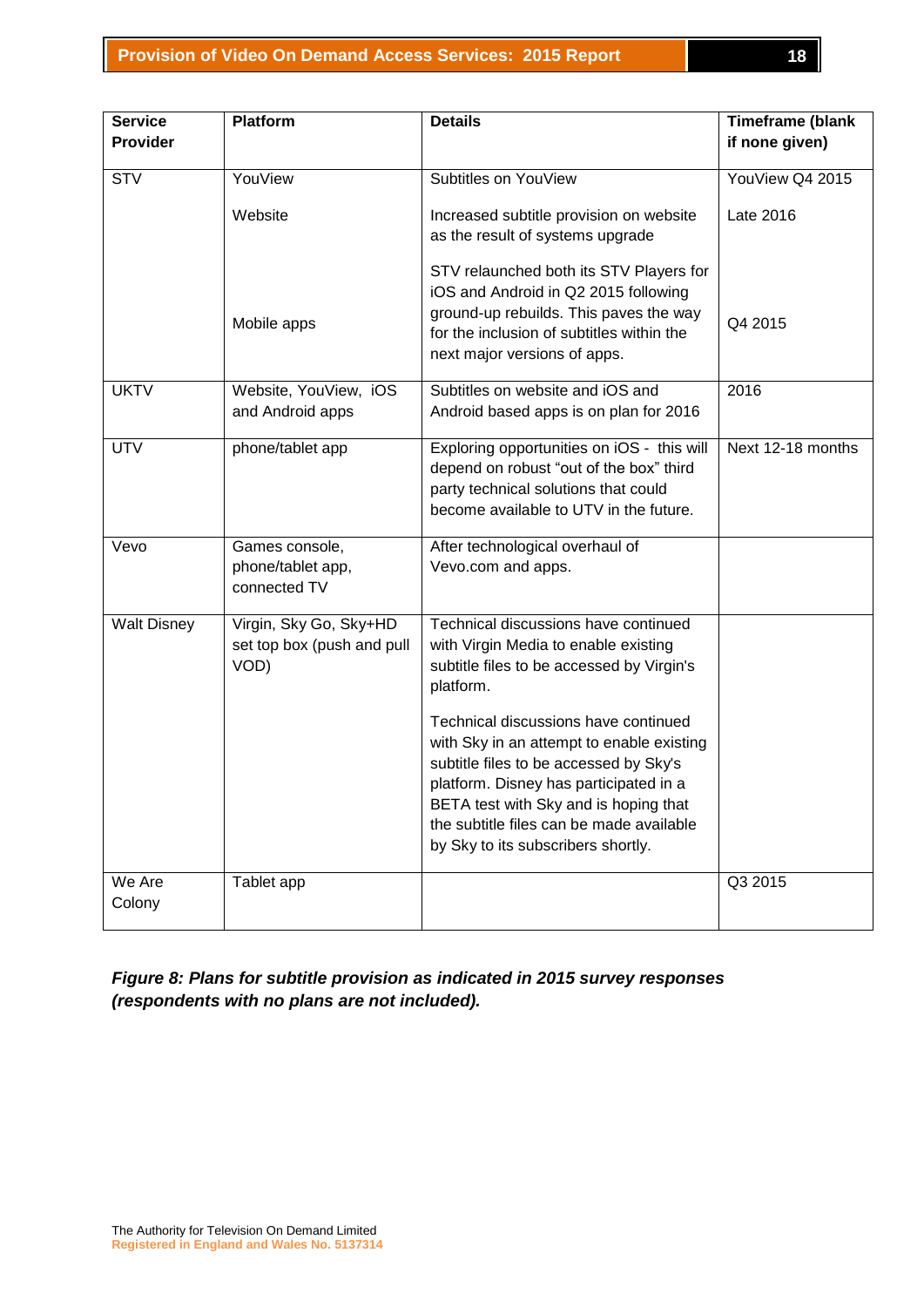| Service Provider | Platform | Details | Timeframe (blank if none given) |
|---|---|---|---|
| STV | YouView | Subtitles on YouView | YouView Q4 2015 |
| | Website | Increased subtitle provision on website as the result of systems upgrade | Late 2016 |
| | Mobile apps | STV relaunched both its STV Players for iOS and Android in Q2 2015 following ground-up rebuilds. This paves the way for the inclusion of subtitles within the next major versions of apps. | Q4 2015 |
| UKTV | Website, YouView, iOS and Android apps | Subtitles on website and iOS and Android based apps is on plan for 2016 | 2016 |
| UTV | phone/tablet app | Exploring opportunities on iOS - this will depend on robust "out of the box" third party technical solutions that could become available to UTV in the future. | Next 12-18 months |
| Vevo | Games console, phone/tablet app, connected TV | After technological overhaul of Vevo.com and apps. | |
| Walt Disney | Virgin, Sky Go, Sky+HD set top box (push and pull VOD) | Technical discussions have continued with Virgin Media to enable existing subtitle files to be accessed by Virgin's platform. Technical discussions have continued with Sky in an attempt to enable existing subtitle files to be accessed by Sky's platform. Disney has participated in a BETA test with Sky and is hoping that the subtitle files can be made available by Sky to its subscribers shortly. | |
| We Are Colony | Tablet app | | Q3 2015 |

***Figure 8: Plans for subtitle provision as indicated in 2015 survey responses (respondents with no plans are not included).***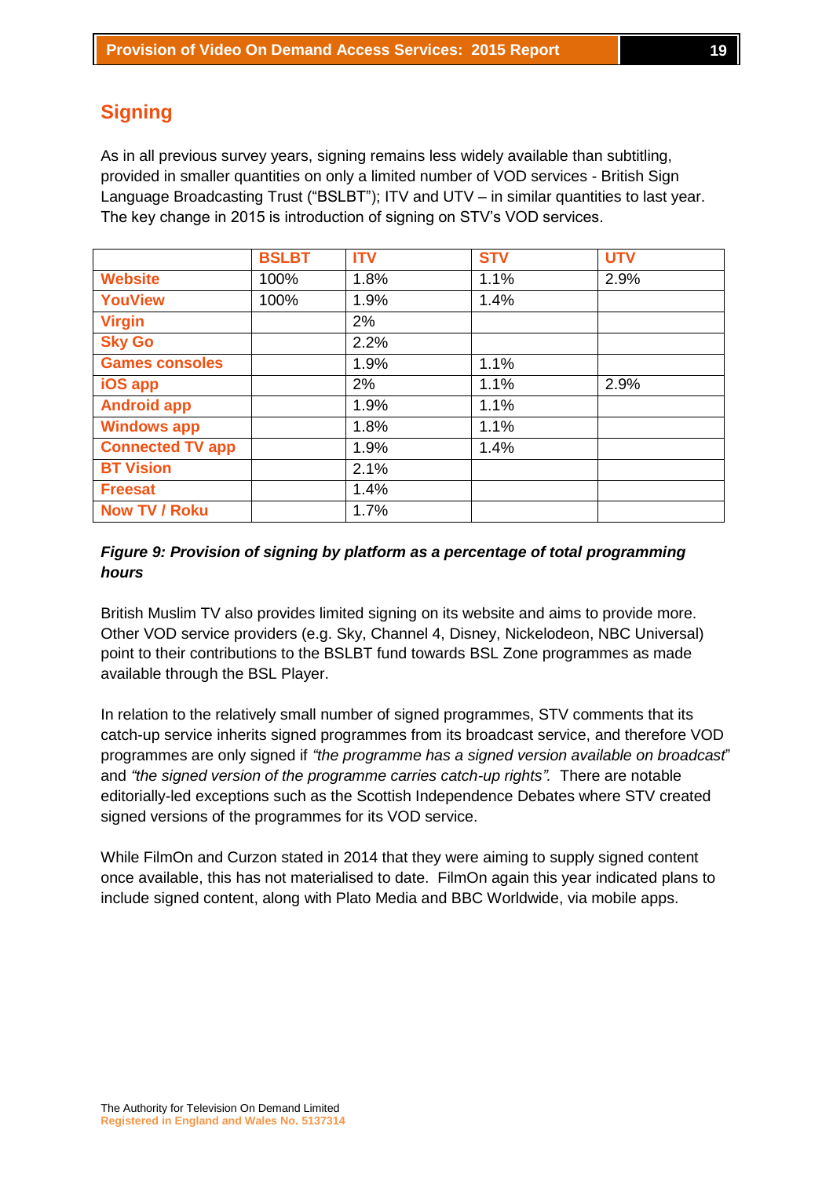## Signing

As in all previous survey years, signing remains less widely available than subtitling, provided in smaller quantities on only a limited number of VOD services - British Sign Language Broadcasting Trust ("BSLBT"); ITV and UTV – in similar quantities to last year. The key change in 2015 is introduction of signing on STV's VOD services.

| | BSLBT | ITV | STV | UTV |
|---|---|---|---|---|
| Website | 100% | 1.8% | 1.1% | 2.9% |
| YouView | 100% | 1.9% | 1.4% | |
| Virgin | | 2% | | |
| Sky Go | | 2.2% | | |
| Games consoles | | 1.9% | 1.1% | |
| iOS app | | 2% | 1.1% | 2.9% |
| Android app | | 1.9% | 1.1% | |
| Windows app | | 1.8% | 1.1% | |
| Connected TV app | | 1.9% | 1.4% | |
| BT Vision | | 2.1% | | |
| Freesat | | 1.4% | | |
| Now TV / Roku | | 1.7% | | |

***Figure 9: Provision of signing by platform as a percentage of total programming hours***

British Muslim TV also provides limited signing on its website and aims to provide more. Other VOD service providers (e.g. Sky, Channel 4, Disney, Nickelodeon, NBC Universal) point to their contributions to the BSLBT fund towards BSL Zone programmes as made available through the BSL Player.

In relation to the relatively small number of signed programmes, STV comments that its catch-up service inherits signed programmes from its broadcast service, and therefore VOD programmes are only signed if *"the programme has a signed version available on broadcast*" and *"the signed version of the programme carries catch-up rights".* There are notable editorially-led exceptions such as the Scottish Independence Debates where STV created signed versions of the programmes for its VOD service.

While FilmOn and Curzon stated in 2014 that they were aiming to supply signed content once available, this has not materialised to date. FilmOn again this year indicated plans to include signed content, along with Plato Media and BBC Worldwide, via mobile apps.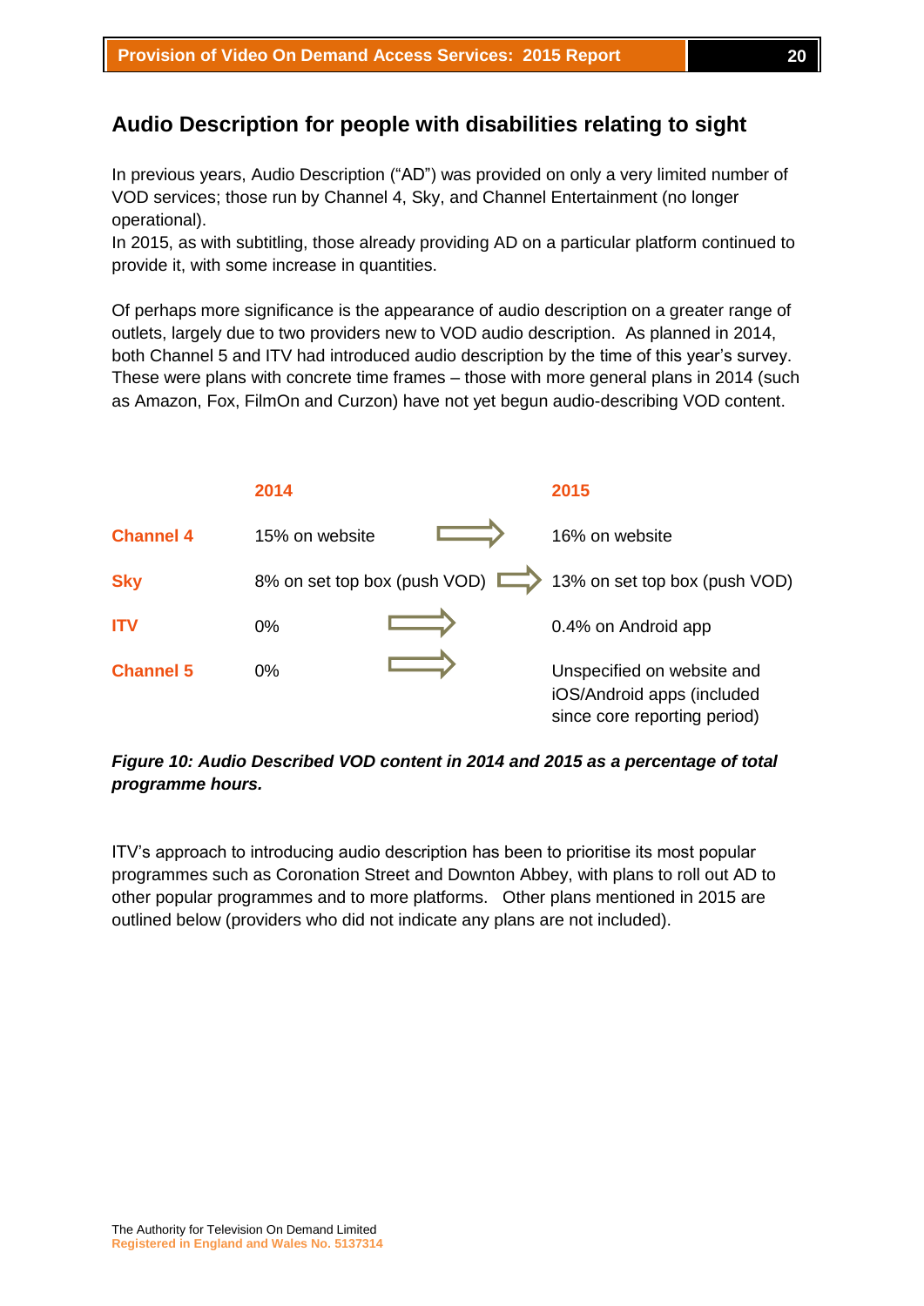## Audio Description for people with disabilities relating to sight

In previous years, Audio Description ("AD") was provided on only a very limited number of VOD services; those run by Channel 4, Sky, and Channel Entertainment (no longer operational).
In 2015, as with subtitling, those already providing AD on a particular platform continued to provide it, with some increase in quantities.

Of perhaps more significance is the appearance of audio description on a greater range of outlets, largely due to two providers new to VOD audio description. As planned in 2014, both Channel 5 and ITV had introduced audio description by the time of this year's survey. These were plans with concrete time frames – those with more general plans in 2014 (such as Amazon, Fox, FilmOn and Curzon) have not yet begun audio-describing VOD content.

| | 2014 | | 2015 |
|---|---|---|---|
| Channel 4 | 15% on website | ⇒ | 16% on website |
| Sky | 8% on set top box (push VOD) | ⇒ | 13% on set top box (push VOD) |
| ITV | 0% | ⇒ | 0.4% on Android app |
| Channel 5 | 0% | ⇒ | Unspecified on website and iOS/Android apps (included since core reporting period) |

***Figure 10: Audio Described VOD content in 2014 and 2015 as a percentage of total programme hours.***

ITV's approach to introducing audio description has been to prioritise its most popular programmes such as Coronation Street and Downton Abbey, with plans to roll out AD to other popular programmes and to more platforms. Other plans mentioned in 2015 are outlined below (providers who did not indicate any plans are not included).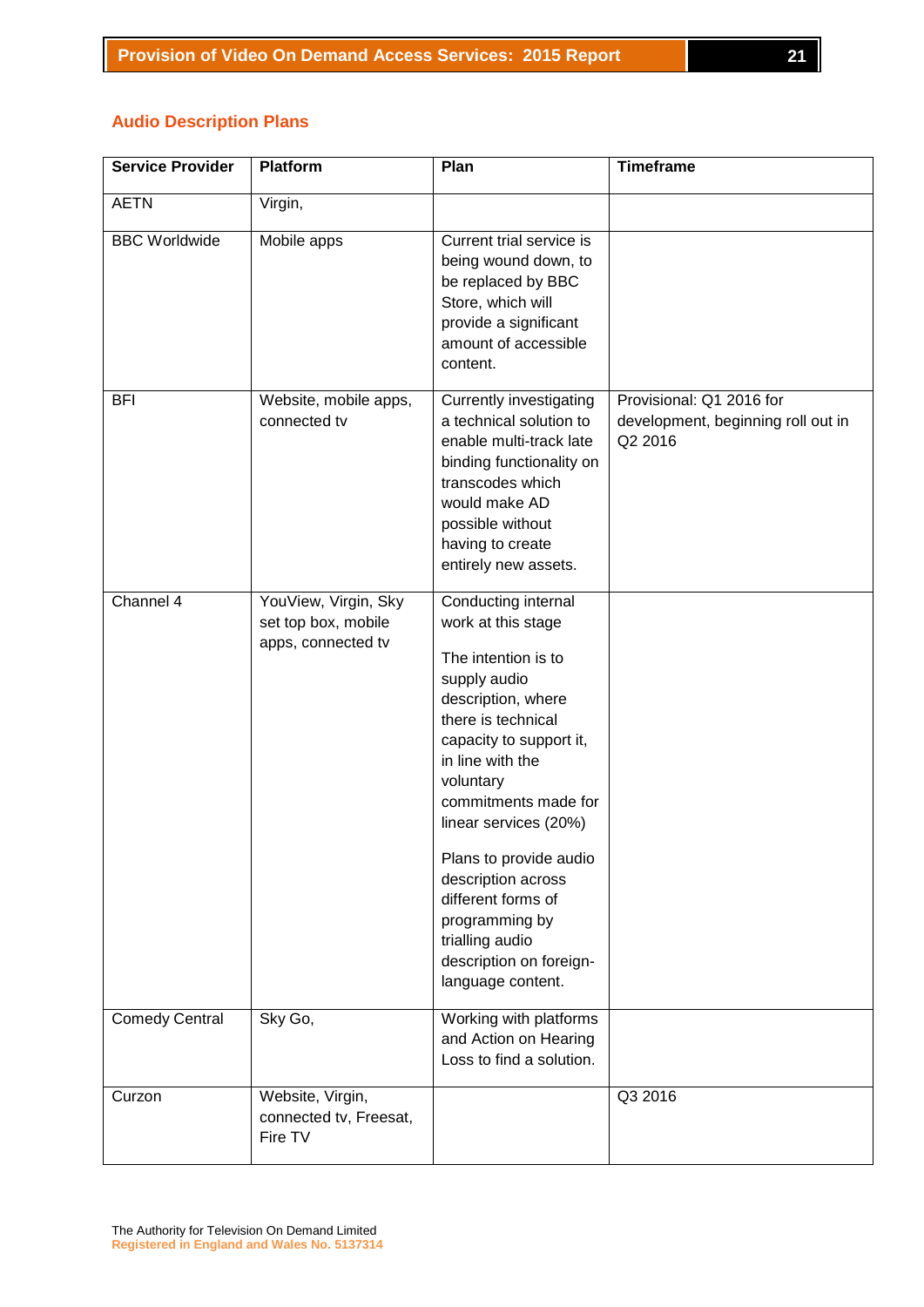## Audio Description Plans

| Service Provider | Platform | Plan | Timeframe |
|---|---|---|---|
| AETN | Virgin, | | |
| BBC Worldwide | Mobile apps | Current trial service is being wound down, to be replaced by BBC Store, which will provide a significant amount of accessible content. | |
| BFI | Website, mobile apps, connected tv | Currently investigating a technical solution to enable multi-track late binding functionality on transcodes which would make AD possible without having to create entirely new assets. | Provisional: Q1 2016 for development, beginning roll out in Q2 2016 |
| Channel 4 | YouView, Virgin, Sky set top box, mobile apps, connected tv | Conducting internal work at this stage<br><br>The intention is to supply audio description, where there is technical capacity to support it, in line with the voluntary commitments made for linear services (20%)<br><br>Plans to provide audio description across different forms of programming by trialling audio description on foreign-language content. | |
| Comedy Central | Sky Go, | Working with platforms and Action on Hearing Loss to find a solution. | |
| Curzon | Website, Virgin, connected tv, Freesat, Fire TV | | Q3 2016 |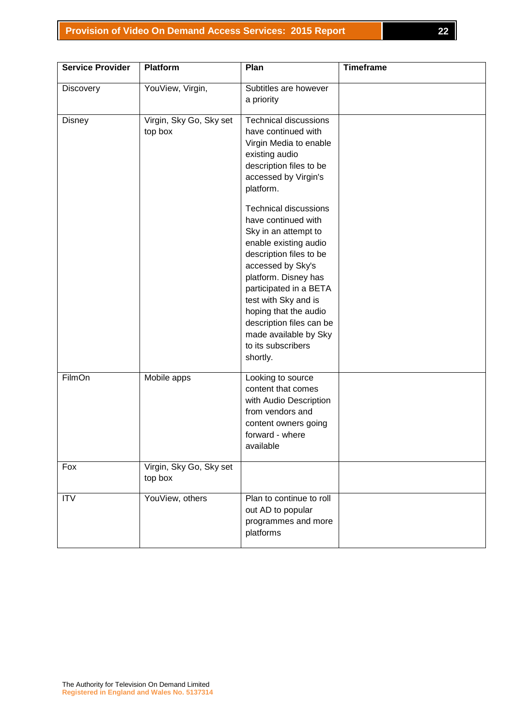| Service Provider | Platform | Plan | Timeframe |
|---|---|---|---|
| Discovery | YouView, Virgin, | Subtitles are however a priority | |
| Disney | Virgin, Sky Go, Sky set top box | Technical discussions have continued with Virgin Media to enable existing audio description files to be accessed by Virgin's platform.<br><br>Technical discussions have continued with Sky in an attempt to enable existing audio description files to be accessed by Sky's platform. Disney has participated in a BETA test with Sky and is hoping that the audio description files can be made available by Sky to its subscribers shortly. | |
| FilmOn | Mobile apps | Looking to source content that comes with Audio Description from vendors and content owners going forward - where available | |
| Fox | Virgin, Sky Go, Sky set top box | | |
| ITV | YouView, others | Plan to continue to roll out AD to popular programmes and more platforms | |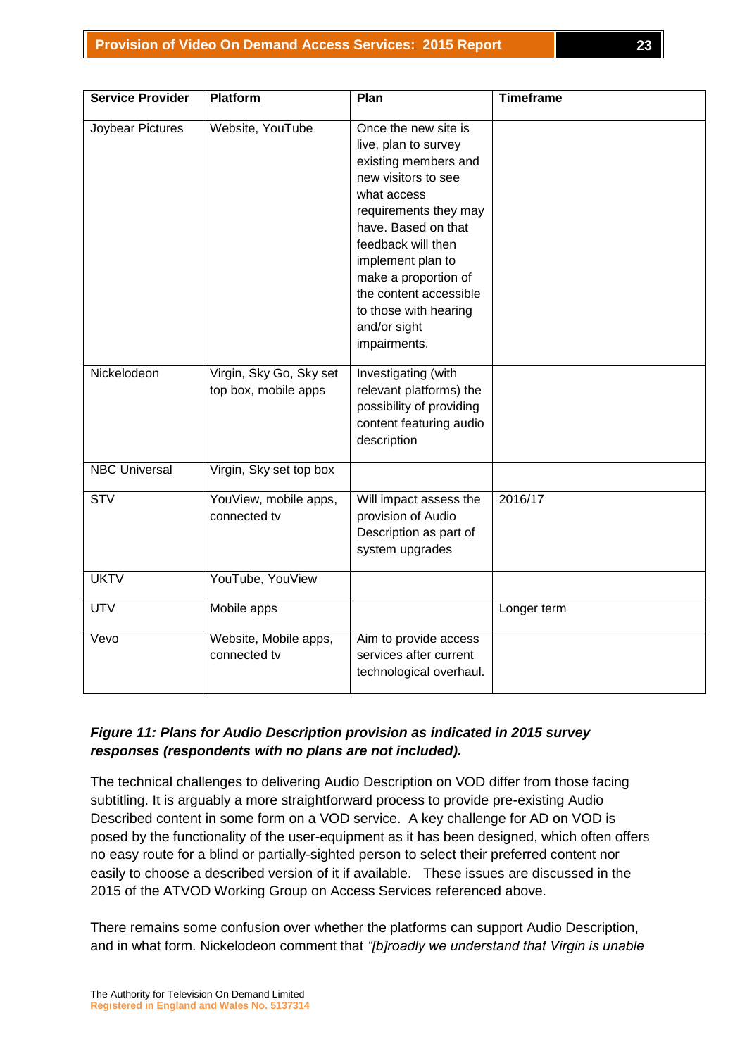| Service Provider | Platform | Plan | Timeframe |
| --- | --- | --- | --- |
| Joybear Pictures | Website, YouTube | Once the new site is live, plan to survey existing members and new visitors to see what access requirements they may have. Based on that feedback will then implement plan to make a proportion of the content accessible to those with hearing and/or sight impairments. | |
| Nickelodeon | Virgin, Sky Go, Sky set top box, mobile apps | Investigating (with relevant platforms) the possibility of providing content featuring audio description | |
| NBC Universal | Virgin, Sky set top box | | |
| STV | YouView, mobile apps, connected tv | Will impact assess the provision of Audio Description as part of system upgrades | 2016/17 |
| UKTV | YouTube, YouView | | |
| UTV | Mobile apps | | Longer term |
| Vevo | Website, Mobile apps, connected tv | Aim to provide access services after current technological overhaul. | |

***Figure 11: Plans for Audio Description provision as indicated in 2015 survey responses (respondents with no plans are not included).***

The technical challenges to delivering Audio Description on VOD differ from those facing subtitling. It is arguably a more straightforward process to provide pre-existing Audio Described content in some form on a VOD service. A key challenge for AD on VOD is posed by the functionality of the user-equipment as it has been designed, which often offers no easy route for a blind or partially-sighted person to select their preferred content nor easily to choose a described version of it if available. These issues are discussed in the 2015 of the ATVOD Working Group on Access Services referenced above.

There remains some confusion over whether the platforms can support Audio Description, and in what form. Nickelodeon comment that *"[b]roadly we understand that Virgin is unable*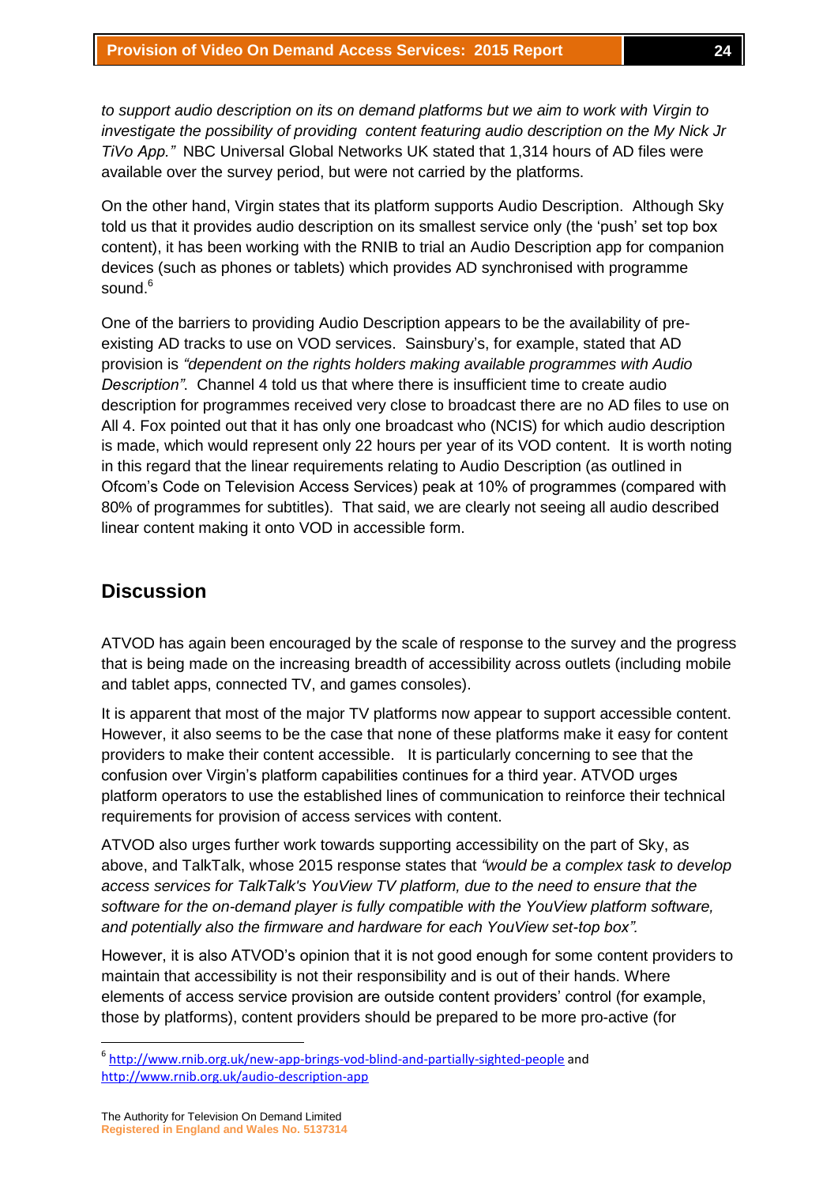*to support audio description on its on demand platforms but we aim to work with Virgin to investigate the possibility of providing content featuring audio description on the My Nick Jr TiVo App."* NBC Universal Global Networks UK stated that 1,314 hours of AD files were available over the survey period, but were not carried by the platforms.

On the other hand, Virgin states that its platform supports Audio Description. Although Sky told us that it provides audio description on its smallest service only (the 'push' set top box content), it has been working with the RNIB to trial an Audio Description app for companion devices (such as phones or tablets) which provides AD synchronised with programme sound.[6]

One of the barriers to providing Audio Description appears to be the availability of pre-existing AD tracks to use on VOD services. Sainsbury's, for example, stated that AD provision is *"dependent on the rights holders making available programmes with Audio Description"*. Channel 4 told us that where there is insufficient time to create audio description for programmes received very close to broadcast there are no AD files to use on All 4. Fox pointed out that it has only one broadcast who (NCIS) for which audio description is made, which would represent only 22 hours per year of its VOD content. It is worth noting in this regard that the linear requirements relating to Audio Description (as outlined in Ofcom's Code on Television Access Services) peak at 10% of programmes (compared with 80% of programmes for subtitles). That said, we are clearly not seeing all audio described linear content making it onto VOD in accessible form.

## Discussion

ATVOD has again been encouraged by the scale of response to the survey and the progress that is being made on the increasing breadth of accessibility across outlets (including mobile and tablet apps, connected TV, and games consoles).

It is apparent that most of the major TV platforms now appear to support accessible content. However, it also seems to be the case that none of these platforms make it easy for content providers to make their content accessible. It is particularly concerning to see that the confusion over Virgin's platform capabilities continues for a third year. ATVOD urges platform operators to use the established lines of communication to reinforce their technical requirements for provision of access services with content.

ATVOD also urges further work towards supporting accessibility on the part of Sky, as above, and TalkTalk, whose 2015 response states that *"would be a complex task to develop access services for TalkTalk's YouView TV platform, due to the need to ensure that the software for the on-demand player is fully compatible with the YouView platform software, and potentially also the firmware and hardware for each YouView set-top box"*.

However, it is also ATVOD's opinion that it is not good enough for some content providers to maintain that accessibility is not their responsibility and is out of their hands. Where elements of access service provision are outside content providers' control (for example, those by platforms), content providers should be prepared to be more pro-active (for

[6] http://www.rnib.org.uk/new-app-brings-vod-blind-and-partially-sighted-people and http://www.rnib.org.uk/audio-description-app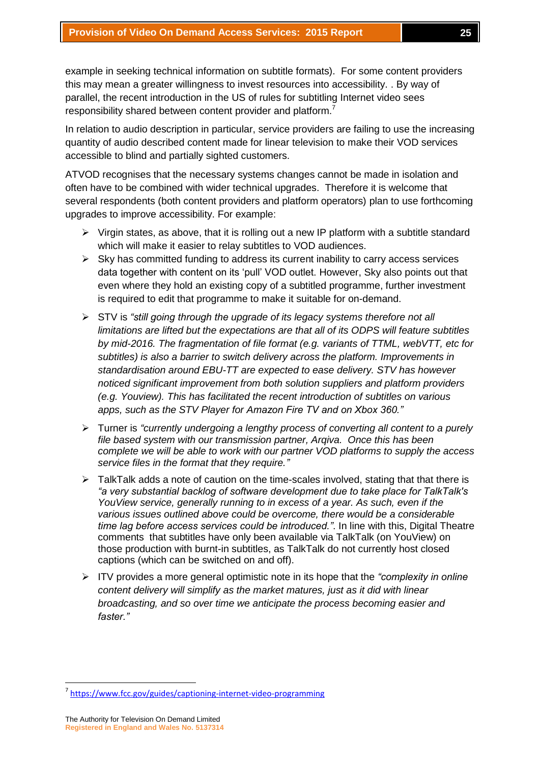example in seeking technical information on subtitle formats). For some content providers this may mean a greater willingness to invest resources into accessibility. . By way of parallel, the recent introduction in the US of rules for subtitling Internet video sees responsibility shared between content provider and platform.[7]

In relation to audio description in particular, service providers are failing to use the increasing quantity of audio described content made for linear television to make their VOD services accessible to blind and partially sighted customers.

ATVOD recognises that the necessary systems changes cannot be made in isolation and often have to be combined with wider technical upgrades. Therefore it is welcome that several respondents (both content providers and platform operators) plan to use forthcoming upgrades to improve accessibility. For example:

- Virgin states, as above, that it is rolling out a new IP platform with a subtitle standard which will make it easier to relay subtitles to VOD audiences.
- Sky has committed funding to address its current inability to carry access services data together with content on its 'pull' VOD outlet. However, Sky also points out that even where they hold an existing copy of a subtitled programme, further investment is required to edit that programme to make it suitable for on-demand.
- STV is *"still going through the upgrade of its legacy systems therefore not all limitations are lifted but the expectations are that all of its ODPS will feature subtitles by mid-2016. The fragmentation of file format (e.g. variants of TTML, webVTT, etc for subtitles) is also a barrier to switch delivery across the platform. Improvements in standardisation around EBU-TT are expected to ease delivery. STV has however noticed significant improvement from both solution suppliers and platform providers (e.g. Youview). This has facilitated the recent introduction of subtitles on various apps, such as the STV Player for Amazon Fire TV and on Xbox 360."*
- Turner is *"currently undergoing a lengthy process of converting all content to a purely file based system with our transmission partner, Arqiva. Once this has been complete we will be able to work with our partner VOD platforms to supply the access service files in the format that they require."*
- TalkTalk adds a note of caution on the time-scales involved, stating that that there is *"a very substantial backlog of software development due to take place for TalkTalk's YouView service, generally running to in excess of a year. As such, even if the various issues outlined above could be overcome, there would be a considerable time lag before access services could be introduced."*. In line with this, Digital Theatre comments that subtitles have only been available via TalkTalk (on YouView) on those production with burnt-in subtitles, as TalkTalk do not currently host closed captions (which can be switched on and off).
- ITV provides a more general optimistic note in its hope that the *"complexity in online content delivery will simplify as the market matures, just as it did with linear broadcasting, and so over time we anticipate the process becoming easier and faster."*

---

[7] https://www.fcc.gov/guides/captioning-internet-video-programming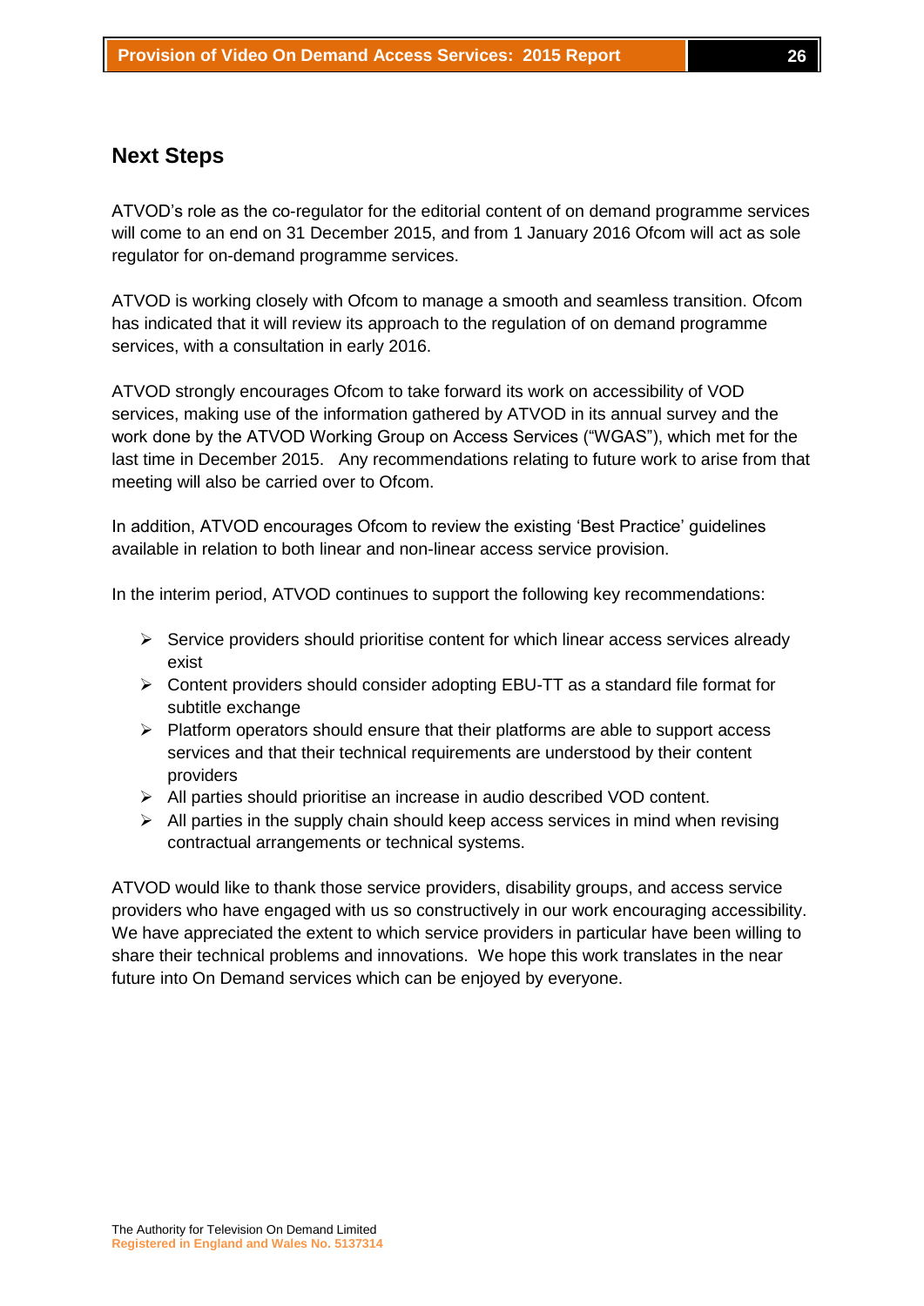## Next Steps

ATVOD's role as the co-regulator for the editorial content of on demand programme services will come to an end on 31 December 2015, and from 1 January 2016 Ofcom will act as sole regulator for on-demand programme services.

ATVOD is working closely with Ofcom to manage a smooth and seamless transition. Ofcom has indicated that it will review its approach to the regulation of on demand programme services, with a consultation in early 2016.

ATVOD strongly encourages Ofcom to take forward its work on accessibility of VOD services, making use of the information gathered by ATVOD in its annual survey and the work done by the ATVOD Working Group on Access Services ("WGAS"), which met for the last time in December 2015. Any recommendations relating to future work to arise from that meeting will also be carried over to Ofcom.

In addition, ATVOD encourages Ofcom to review the existing 'Best Practice' guidelines available in relation to both linear and non-linear access service provision.

In the interim period, ATVOD continues to support the following key recommendations:

- Service providers should prioritise content for which linear access services already exist
- Content providers should consider adopting EBU-TT as a standard file format for subtitle exchange
- Platform operators should ensure that their platforms are able to support access services and that their technical requirements are understood by their content providers
- All parties should prioritise an increase in audio described VOD content.
- All parties in the supply chain should keep access services in mind when revising contractual arrangements or technical systems.

ATVOD would like to thank those service providers, disability groups, and access service providers who have engaged with us so constructively in our work encouraging accessibility. We have appreciated the extent to which service providers in particular have been willing to share their technical problems and innovations. We hope this work translates in the near future into On Demand services which can be enjoyed by everyone.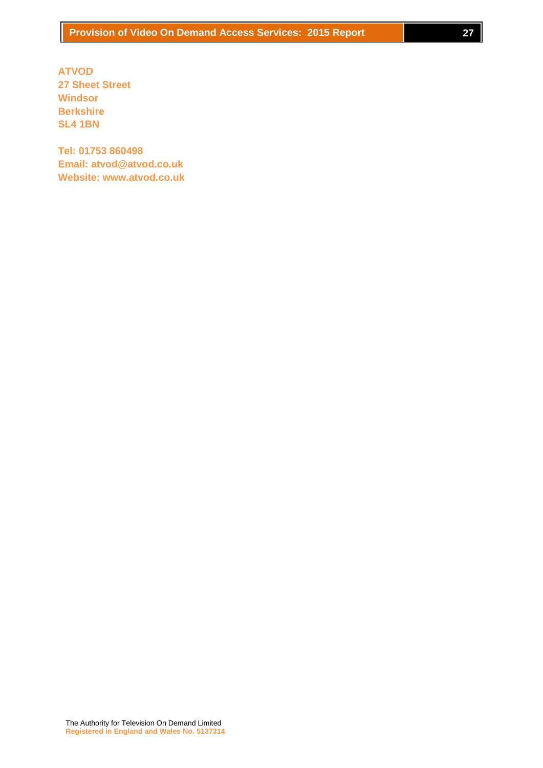**ATVOD**
**27 Sheet Street**
**Windsor**
**Berkshire**
**SL4 1BN**

**Tel: 01753 860498**
**Email: atvod@atvod.co.uk**
**Website: www.atvod.co.uk**

The Authority for Television On Demand Limited
**Registered in England and Wales No. 5137314**